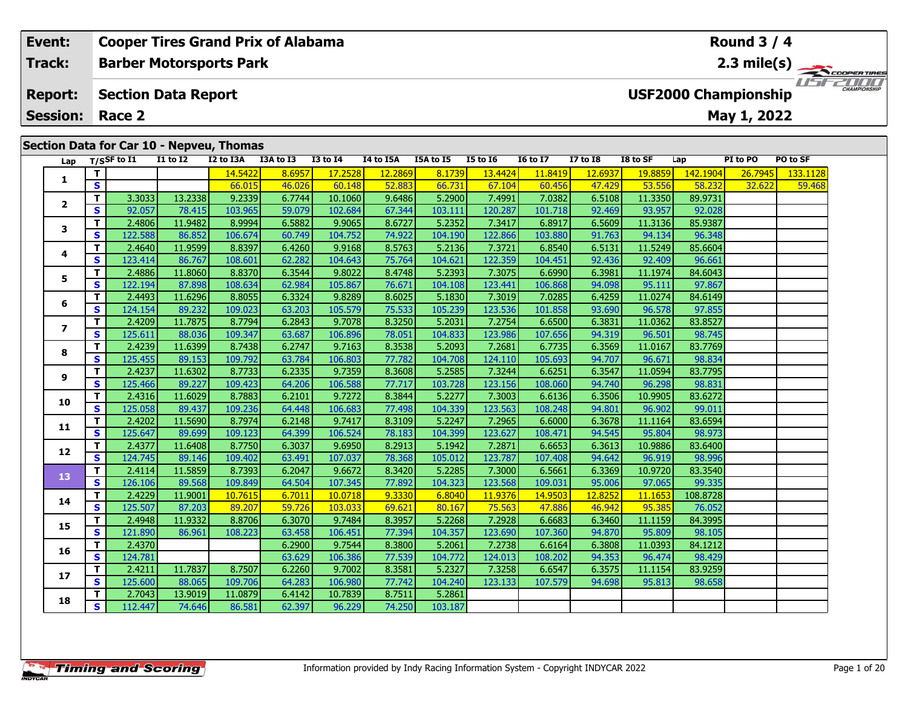**Event:** Cooper Tires Grand Prix of Alabama  **Round 3 / 4**
**Track:** Barber Motorsports Park  **2.3 mile(s)**
**Report:** Section Data Report  **USF2000 Championship**
**Session:** Race 2  **May 1, 2022**

## Section Data for Car 10 - Nepveu, Thomas

| Lap | T/S | SF to I1 | I1 to I2 | I2 to I3A | I3A to I3 | I3 to I4 | I4 to I5A | I5A to I5 | I5 to I6 | I6 to I7 | I7 to I8 | I8 to SF | Lap | PI to PO | PO to SF |
|---|---|---|---|---|---|---|---|---|---|---|---|---|---|---|---|
| 1 | T | | | 14.5422 | 8.6957 | 17.2528 | 12.2869 | 8.1739 | 13.4424 | 11.8419 | 12.6937 | 19.8859 | 142.1904 | 26.7945 | 133.1128 |
| | S | | | 66.015 | 46.026 | 60.148 | 52.883 | 66.731 | 67.104 | 60.456 | 47.429 | 53.556 | 58.232 | 32.622 | 59.468 |
| 2 | T | 3.3033 | 13.2338 | 9.2339 | 6.7744 | 10.1060 | 9.6486 | 5.2900 | 7.4991 | 7.0382 | 6.5108 | 11.3350 | 89.9731 | | |
| | S | 92.057 | 78.415 | 103.965 | 59.079 | 102.684 | 67.344 | 103.111 | 120.287 | 101.718 | 92.469 | 93.957 | 92.028 | | |
| 3 | T | 2.4806 | 11.9482 | 8.9994 | 6.5882 | 9.9065 | 8.6727 | 5.2352 | 7.3417 | 6.8917 | 6.5609 | 11.3136 | 85.9387 | | |
| | S | 122.588 | 86.852 | 106.674 | 60.749 | 104.752 | 74.922 | 104.190 | 122.866 | 103.880 | 91.763 | 94.134 | 96.348 | | |
| 4 | T | 2.4640 | 11.9599 | 8.8397 | 6.4260 | 9.9168 | 8.5763 | 5.2136 | 7.3721 | 6.8540 | 6.5131 | 11.5249 | 85.6604 | | |
| | S | 123.414 | 86.767 | 108.601 | 62.282 | 104.643 | 75.764 | 104.621 | 122.359 | 104.451 | 92.436 | 92.409 | 96.661 | | |
| 5 | T | 2.4886 | 11.8060 | 8.8370 | 6.3544 | 9.8022 | 8.4748 | 5.2393 | 7.3075 | 6.6990 | 6.3981 | 11.1974 | 84.6043 | | |
| | S | 122.194 | 87.898 | 108.634 | 62.984 | 105.867 | 76.671 | 104.108 | 123.441 | 106.868 | 94.098 | 95.111 | 97.867 | | |
| 6 | T | 2.4493 | 11.6296 | 8.8055 | 6.3324 | 9.8289 | 8.6025 | 5.1830 | 7.3019 | 7.0285 | 6.4259 | 11.0274 | 84.6149 | | |
| | S | 124.154 | 89.232 | 109.023 | 63.203 | 105.579 | 75.533 | 105.239 | 123.536 | 101.858 | 93.690 | 96.578 | 97.855 | | |
| 7 | T | 2.4209 | 11.7875 | 8.7794 | 6.2843 | 9.7078 | 8.3250 | 5.2031 | 7.2754 | 6.6500 | 6.3831 | 11.0362 | 83.8527 | | |
| | S | 125.611 | 88.036 | 109.347 | 63.687 | 106.896 | 78.051 | 104.833 | 123.986 | 107.656 | 94.319 | 96.501 | 98.745 | | |
| 8 | T | 2.4239 | 11.6399 | 8.7438 | 6.2747 | 9.7163 | 8.3538 | 5.2093 | 7.2681 | 6.7735 | 6.3569 | 11.0167 | 83.7769 | | |
| | S | 125.455 | 89.153 | 109.792 | 63.784 | 106.803 | 77.782 | 104.708 | 124.110 | 105.693 | 94.707 | 96.671 | 98.834 | | |
| 9 | T | 2.4237 | 11.6302 | 8.7733 | 6.2335 | 9.7359 | 8.3608 | 5.2585 | 7.3244 | 6.6251 | 6.3547 | 11.0594 | 83.7795 | | |
| | S | 125.466 | 89.227 | 109.423 | 64.206 | 106.588 | 77.717 | 103.728 | 123.156 | 108.060 | 94.740 | 96.298 | 98.831 | | |
| 10 | T | 2.4316 | 11.6029 | 8.7883 | 6.2101 | 9.7272 | 8.3844 | 5.2277 | 7.3003 | 6.6136 | 6.3506 | 10.9905 | 83.6272 | | |
| | S | 125.058 | 89.437 | 109.236 | 64.448 | 106.683 | 77.498 | 104.339 | 123.563 | 108.248 | 94.801 | 96.902 | 99.011 | | |
| 11 | T | 2.4202 | 11.5690 | 8.7974 | 6.2148 | 9.7417 | 8.3109 | 5.2247 | 7.2965 | 6.6000 | 6.3678 | 11.1164 | 83.6594 | | |
| | S | 125.647 | 89.699 | 109.123 | 64.399 | 106.524 | 78.183 | 104.399 | 123.627 | 108.471 | 94.545 | 95.804 | 98.973 | | |
| 12 | T | 2.4377 | 11.6408 | 8.7750 | 6.3037 | 9.6950 | 8.2913 | 5.1942 | 7.2871 | 6.6653 | 6.3613 | 10.9886 | 83.6400 | | |
| | S | 124.745 | 89.146 | 109.402 | 63.491 | 107.037 | 78.368 | 105.012 | 123.787 | 107.408 | 94.642 | 96.919 | 98.996 | | |
| 13 | T | 2.4114 | 11.5859 | 8.7393 | 6.2047 | 9.6672 | 8.3420 | 5.2285 | 7.3000 | 6.5661 | 6.3369 | 10.9720 | 83.3540 | | |
| | S | 126.106 | 89.568 | 109.849 | 64.504 | 107.345 | 77.892 | 104.323 | 123.568 | 109.031 | 95.006 | 97.065 | 99.335 | | |
| 14 | T | 2.4229 | 11.9001 | 10.7615 | 6.7011 | 10.0718 | 9.3330 | 6.8040 | 11.9376 | 14.9503 | 12.8252 | 11.1653 | 108.8728 | | |
| | S | 125.507 | 87.203 | 89.207 | 59.726 | 103.033 | 69.621 | 80.167 | 75.563 | 47.886 | 46.942 | 95.385 | 76.052 | | |
| 15 | T | 2.4948 | 11.9332 | 8.8706 | 6.3070 | 9.7484 | 8.3957 | 5.2268 | 7.2928 | 6.6683 | 6.3460 | 11.1159 | 84.3995 | | |
| | S | 121.890 | 86.961 | 108.223 | 63.458 | 106.451 | 77.394 | 104.357 | 123.690 | 107.360 | 94.870 | 95.809 | 98.105 | | |
| 16 | T | 2.4370 | | | 6.2900 | 9.7544 | 8.3800 | 5.2061 | 7.2738 | 6.6164 | 6.3808 | 11.0393 | 84.1212 | | |
| | S | 124.781 | | | 63.629 | 106.386 | 77.539 | 104.772 | 124.013 | 108.202 | 94.353 | 96.474 | 98.429 | | |
| 17 | T | 2.4211 | 11.7837 | 8.7507 | 6.2260 | 9.7002 | 8.3581 | 5.2327 | 7.3258 | 6.6547 | 6.3575 | 11.1154 | 83.9259 | | |
| | S | 125.600 | 88.065 | 109.706 | 64.283 | 106.980 | 77.742 | 104.240 | 123.133 | 107.579 | 94.698 | 95.813 | 98.658 | | |
| 18 | T | 2.7043 | 13.9019 | 11.0879 | 6.4142 | 10.7839 | 8.7511 | 5.2861 | | | | | | | |
| | S | 112.447 | 74.646 | 86.581 | 62.397 | 96.229 | 74.250 | 103.187 | | | | | | | |

Information provided by Indy Racing Information System - Copyright INDYCAR 2022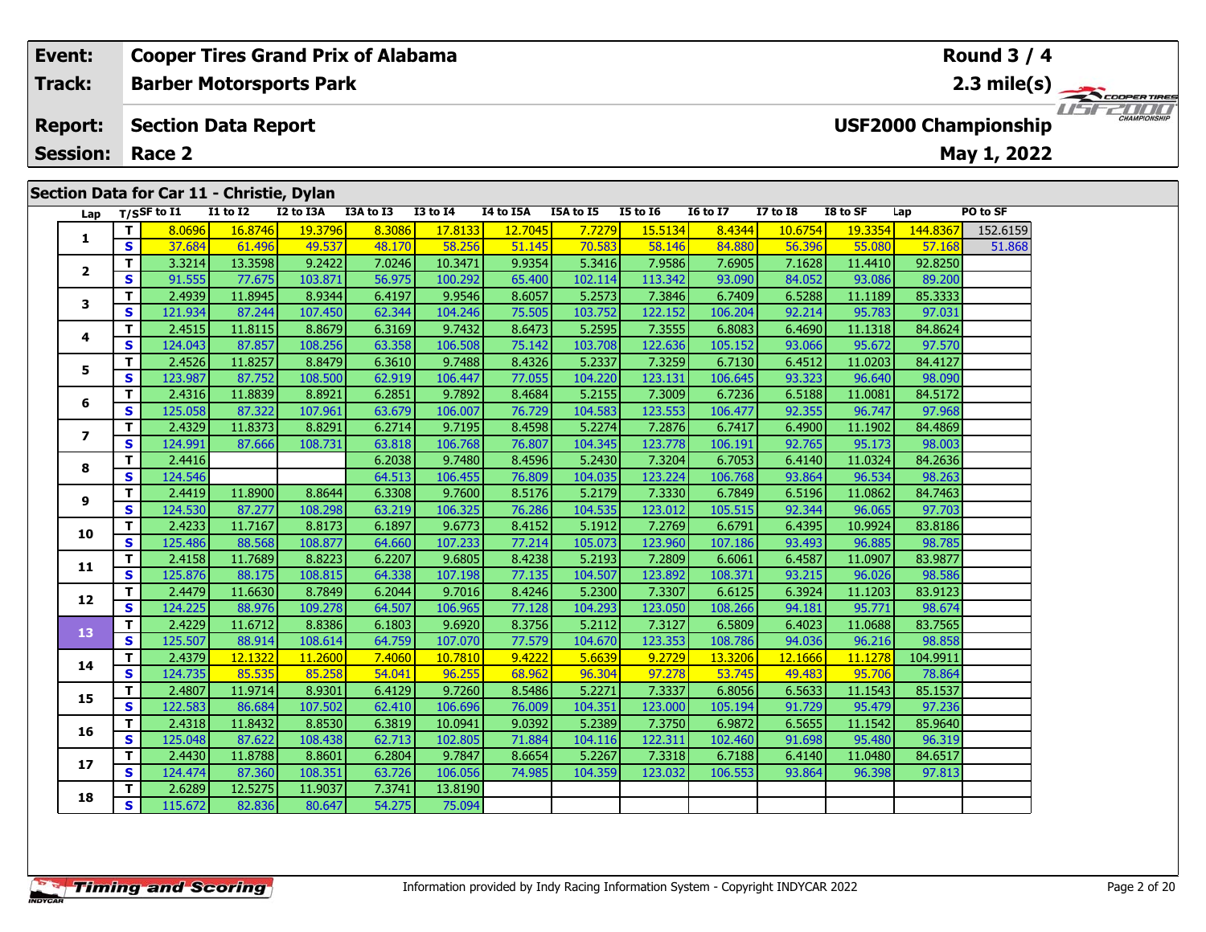| Event: | Cooper Tires Grand Prix of Alabama | Round 3 / 4 |
|---|---|---|
| Track: | Barber Motorsports Park | 2.3 mile(s) |
| Report: | Section Data Report | USF2000 Championship |
| Session: | Race 2 | May 1, 2022 |

## Section Data for Car 11 - Christie, Dylan

| Lap | T/S | SF to I1 | I1 to I2 | I2 to I3A | I3A to I3 | I3 to I4 | I4 to I5A | I5A to I5 | I5 to I6 | I6 to I7 | I7 to I8 | I8 to SF | Lap | PO to SF |
|---|---|---|---|---|---|---|---|---|---|---|---|---|---|---|
| 1 | T | 8.0696 | 16.8746 | 19.3796 | 8.3086 | 17.8133 | 12.7045 | 7.7279 | 15.5134 | 8.4344 | 10.6754 | 19.3354 | 144.8367 | 152.6159 |
| | S | 37.684 | 61.496 | 49.537 | 48.170 | 58.256 | 51.145 | 70.583 | 58.146 | 84.880 | 56.396 | 55.080 | 57.168 | 51.868 |
| 2 | T | 3.3214 | 13.3598 | 9.2422 | 7.0246 | 10.3471 | 9.9354 | 5.3416 | 7.9586 | 7.6905 | 7.1628 | 11.4410 | 92.8250 | |
| | S | 91.555 | 77.675 | 103.871 | 56.975 | 100.292 | 65.400 | 102.114 | 113.342 | 93.090 | 84.052 | 93.086 | 89.200 | |
| 3 | T | 2.4939 | 11.8945 | 8.9344 | 6.4197 | 9.9546 | 8.6057 | 5.2573 | 7.3846 | 6.7409 | 6.5288 | 11.1189 | 85.3333 | |
| | S | 121.934 | 87.244 | 107.450 | 62.344 | 104.246 | 75.505 | 103.752 | 122.152 | 106.204 | 92.214 | 95.783 | 97.031 | |
| 4 | T | 2.4515 | 11.8115 | 8.8679 | 6.3169 | 9.7432 | 8.6473 | 5.2595 | 7.3555 | 6.8083 | 6.4690 | 11.1318 | 84.8624 | |
| | S | 124.043 | 87.857 | 108.256 | 63.358 | 106.508 | 75.142 | 103.708 | 122.636 | 105.152 | 93.066 | 95.672 | 97.570 | |
| 5 | T | 2.4526 | 11.8257 | 8.8479 | 6.3610 | 9.7488 | 8.4326 | 5.2337 | 7.3259 | 6.7130 | 6.4512 | 11.0203 | 84.4127 | |
| | S | 123.987 | 87.752 | 108.500 | 62.919 | 106.447 | 77.055 | 104.220 | 123.131 | 106.645 | 93.323 | 96.640 | 98.090 | |
| 6 | T | 2.4316 | 11.8839 | 8.8921 | 6.2851 | 9.7892 | 8.4684 | 5.2155 | 7.3009 | 6.7236 | 6.5188 | 11.0081 | 84.5172 | |
| | S | 125.058 | 87.322 | 107.961 | 63.679 | 106.007 | 76.729 | 104.583 | 123.553 | 106.477 | 92.355 | 96.747 | 97.968 | |
| 7 | T | 2.4329 | 11.8373 | 8.8291 | 6.2714 | 9.7195 | 8.4598 | 5.2274 | 7.2876 | 6.7417 | 6.4900 | 11.1902 | 84.4869 | |
| | S | 124.991 | 87.666 | 108.731 | 63.818 | 106.768 | 76.807 | 104.345 | 123.778 | 106.191 | 92.765 | 95.173 | 98.003 | |
| 8 | T | 2.4416 | | | 6.2038 | 9.7480 | 8.4596 | 5.2430 | 7.3204 | 6.7053 | 6.4140 | 11.0324 | 84.2636 | |
| | S | 124.546 | | | 64.513 | 106.455 | 76.809 | 104.035 | 123.224 | 106.768 | 93.864 | 96.534 | 98.263 | |
| 9 | T | 2.4419 | 11.8900 | 8.8644 | 6.3308 | 9.7600 | 8.5176 | 5.2179 | 7.3330 | 6.7849 | 6.5196 | 11.0862 | 84.7463 | |
| | S | 124.530 | 87.277 | 108.298 | 63.219 | 106.325 | 76.286 | 104.535 | 123.012 | 105.515 | 92.344 | 96.065 | 97.703 | |
| 10 | T | 2.4233 | 11.7167 | 8.8173 | 6.1897 | 9.6773 | 8.4152 | 5.1912 | 7.2769 | 6.6791 | 6.4395 | 10.9924 | 83.8186 | |
| | S | 125.486 | 88.568 | 108.877 | 64.660 | 107.233 | 77.214 | 105.073 | 123.960 | 107.186 | 93.493 | 96.885 | 98.785 | |
| 11 | T | 2.4158 | 11.7689 | 8.8223 | 6.2207 | 9.6805 | 8.4238 | 5.2193 | 7.2809 | 6.6061 | 6.4587 | 11.0907 | 83.9877 | |
| | S | 125.876 | 88.175 | 108.815 | 64.338 | 107.198 | 77.135 | 104.507 | 123.892 | 108.371 | 93.215 | 96.026 | 98.586 | |
| 12 | T | 2.4479 | 11.6630 | 8.7849 | 6.2044 | 9.7016 | 8.4246 | 5.2300 | 7.3307 | 6.6125 | 6.3924 | 11.1203 | 83.9123 | |
| | S | 124.225 | 88.976 | 109.278 | 64.507 | 106.965 | 77.128 | 104.293 | 123.050 | 108.266 | 94.181 | 95.771 | 98.674 | |
| 13 | T | 2.4229 | 11.6712 | 8.8386 | 6.1803 | 9.6920 | 8.3756 | 5.2112 | 7.3127 | 6.5809 | 6.4023 | 11.0688 | 83.7565 | |
| | S | 125.507 | 88.914 | 108.614 | 64.759 | 107.070 | 77.579 | 104.670 | 123.353 | 108.786 | 94.036 | 96.216 | 98.858 | |
| 14 | T | 2.4379 | 12.1322 | 11.2600 | 7.4060 | 10.7810 | 9.4222 | 5.6639 | 9.2729 | 13.3206 | 12.1666 | 11.1278 | 104.9911 | |
| | S | 124.735 | 85.535 | 85.258 | 54.041 | 96.255 | 68.962 | 96.304 | 97.278 | 53.745 | 49.483 | 95.706 | 78.864 | |
| 15 | T | 2.4807 | 11.9714 | 8.9301 | 6.4129 | 9.7260 | 8.5486 | 5.2271 | 7.3337 | 6.8056 | 6.5633 | 11.1543 | 85.1537 | |
| | S | 122.583 | 86.684 | 107.502 | 62.410 | 106.696 | 76.009 | 104.351 | 123.000 | 105.194 | 91.729 | 95.479 | 97.236 | |
| 16 | T | 2.4318 | 11.8432 | 8.8530 | 6.3819 | 10.0941 | 9.0392 | 5.2389 | 7.3750 | 6.9872 | 6.5655 | 11.1542 | 85.9640 | |
| | S | 125.048 | 87.622 | 108.438 | 62.713 | 102.805 | 71.884 | 104.116 | 122.311 | 102.460 | 91.698 | 95.480 | 96.319 | |
| 17 | T | 2.4430 | 11.8788 | 8.8601 | 6.2804 | 9.7847 | 8.6654 | 5.2267 | 7.3318 | 6.7188 | 6.4140 | 11.0480 | 84.6517 | |
| | S | 124.474 | 87.360 | 108.351 | 63.726 | 106.056 | 74.985 | 104.359 | 123.032 | 106.553 | 93.864 | 96.398 | 97.813 | |
| 18 | T | 2.6289 | 12.5275 | 11.9037 | 7.3741 | 13.8190 | | | | | | | | |
| | S | 115.672 | 82.836 | 80.647 | 54.275 | 75.094 | | | | | | | | |

Information provided by Indy Racing Information System - Copyright INDYCAR 2022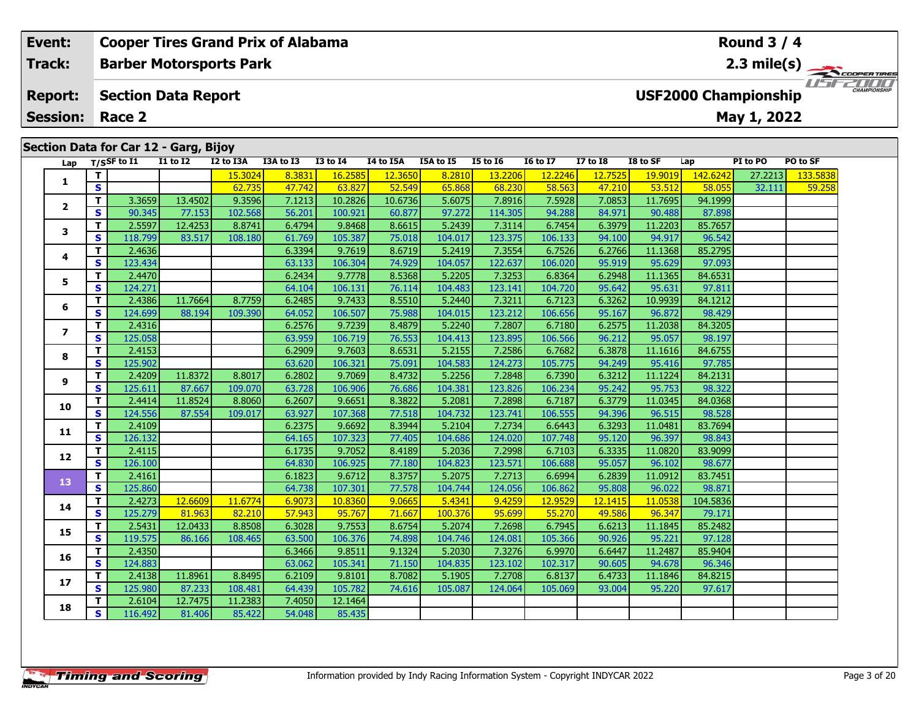| Event: | Cooper Tires Grand Prix of Alabama | Round 3 / 4 |
|---|---|---|
| Track: | Barber Motorsports Park | 2.3 mile(s) |
| Report: | Section Data Report | USF2000 Championship |
| Session: | Race 2 | May 1, 2022 |

## Section Data for Car 12 - Garg, Bijoy

| Lap | T/S | SF to I1 | I1 to I2 | I2 to I3A | I3A to I3 | I3 to I4 | I4 to I5A | I5A to I5 | I5 to I6 | I6 to I7 | I7 to I8 | I8 to SF | Lap | PI to PO | PO to SF |
|---|---|---|---|---|---|---|---|---|---|---|---|---|---|---|---|
| 1 | T | | | 15.3024 | 8.3831 | 16.2585 | 12.3650 | 8.2810 | 13.2206 | 12.2246 | 12.7525 | 19.9019 | 142.6242 | 27.2213 | 133.5838 |
| | S | | | 62.735 | 47.742 | 63.827 | 52.549 | 65.868 | 68.230 | 58.563 | 47.210 | 53.512 | 58.055 | 32.111 | 59.258 |
| 2 | T | 3.3659 | 13.4502 | 9.3596 | 7.1213 | 10.2826 | 10.6736 | 5.6075 | 7.8916 | 7.5928 | 7.0853 | 11.7695 | 94.1999 | | |
| | S | 90.345 | 77.153 | 102.568 | 56.201 | 100.921 | 60.877 | 97.272 | 114.305 | 94.288 | 84.971 | 90.488 | 87.898 | | |
| 3 | T | 2.5597 | 12.4253 | 8.8741 | 6.4794 | 9.8468 | 8.6615 | 5.2439 | 7.3114 | 6.7454 | 6.3979 | 11.2203 | 85.7657 | | |
| | S | 118.799 | 83.517 | 108.180 | 61.769 | 105.387 | 75.018 | 104.017 | 123.375 | 106.133 | 94.100 | 94.917 | 96.542 | | |
| 4 | T | 2.4636 | | | 6.3394 | 9.7619 | 8.6719 | 5.2419 | 7.3554 | 6.7526 | 6.2766 | 11.1368 | 85.2795 | | |
| | S | 123.434 | | | 63.133 | 106.304 | 74.929 | 104.057 | 122.637 | 106.020 | 95.919 | 95.629 | 97.093 | | |
| 5 | T | 2.4470 | | | 6.2434 | 9.7778 | 8.5368 | 5.2205 | 7.3253 | 6.8364 | 6.2948 | 11.1365 | 84.6531 | | |
| | S | 124.271 | | | 64.104 | 106.131 | 76.114 | 104.483 | 123.141 | 104.720 | 95.642 | 95.631 | 97.811 | | |
| 6 | T | 2.4386 | 11.7664 | 8.7759 | 6.2485 | 9.7433 | 8.5510 | 5.2440 | 7.3211 | 6.7123 | 6.3262 | 10.9939 | 84.1212 | | |
| | S | 124.699 | 88.194 | 109.390 | 64.052 | 106.507 | 75.988 | 104.015 | 123.212 | 106.656 | 95.167 | 96.872 | 98.429 | | |
| 7 | T | 2.4316 | | | 6.2576 | 9.7239 | 8.4879 | 5.2240 | 7.2807 | 6.7180 | 6.2575 | 11.2038 | 84.3205 | | |
| | S | 125.058 | | | 63.959 | 106.719 | 76.553 | 104.413 | 123.895 | 106.566 | 96.212 | 95.057 | 98.197 | | |
| 8 | T | 2.4153 | | | 6.2909 | 9.7603 | 8.6531 | 5.2155 | 7.2586 | 6.7682 | 6.3878 | 11.1616 | 84.6755 | | |
| | S | 125.902 | | | 63.620 | 106.321 | 75.091 | 104.583 | 124.273 | 105.775 | 94.249 | 95.416 | 97.785 | | |
| 9 | T | 2.4209 | 11.8372 | 8.8017 | 6.2802 | 9.7069 | 8.4732 | 5.2256 | 7.2848 | 6.7390 | 6.3212 | 11.1224 | 84.2131 | | |
| | S | 125.611 | 87.667 | 109.070 | 63.728 | 106.906 | 76.686 | 104.381 | 123.826 | 106.234 | 95.242 | 95.753 | 98.322 | | |
| 10 | T | 2.4414 | 11.8524 | 8.8060 | 6.2607 | 9.6651 | 8.3822 | 5.2081 | 7.2898 | 6.7187 | 6.3779 | 11.0345 | 84.0368 | | |
| | S | 124.556 | 87.554 | 109.017 | 63.927 | 107.368 | 77.518 | 104.732 | 123.741 | 106.555 | 94.396 | 96.515 | 98.528 | | |
| 11 | T | 2.4109 | | | 6.2375 | 9.6692 | 8.3944 | 5.2104 | 7.2734 | 6.6443 | 6.3293 | 11.0481 | 83.7694 | | |
| | S | 126.132 | | | 64.165 | 107.323 | 77.405 | 104.686 | 124.020 | 107.748 | 95.120 | 96.397 | 98.843 | | |
| 12 | T | 2.4115 | | | 6.1735 | 9.7052 | 8.4189 | 5.2036 | 7.2998 | 6.7103 | 6.3335 | 11.0820 | 83.9099 | | |
| | S | 126.100 | | | 64.830 | 106.925 | 77.180 | 104.823 | 123.571 | 106.688 | 95.057 | 96.102 | 98.677 | | |
| 13 | T | 2.4161 | | | 6.1823 | 9.6712 | 8.3757 | 5.2075 | 7.2713 | 6.6994 | 6.2839 | 11.0912 | 83.7451 | | |
| | S | 125.860 | | | 64.738 | 107.301 | 77.578 | 104.744 | 124.056 | 106.862 | 95.808 | 96.022 | 98.871 | | |
| 14 | T | 2.4273 | 12.6609 | 11.6774 | 6.9073 | 10.8360 | 9.0665 | 5.4341 | 9.4259 | 12.9529 | 12.1415 | 11.0538 | 104.5836 | | |
| | S | 125.279 | 81.963 | 82.210 | 57.943 | 95.767 | 71.667 | 100.376 | 95.699 | 55.270 | 49.586 | 96.347 | 79.171 | | |
| 15 | T | 2.5431 | 12.0433 | 8.8508 | 6.3028 | 9.7553 | 8.6754 | 5.2074 | 7.2698 | 6.7945 | 6.6213 | 11.1845 | 85.2482 | | |
| | S | 119.575 | 86.166 | 108.465 | 63.500 | 106.376 | 74.898 | 104.746 | 124.081 | 105.366 | 90.926 | 95.221 | 97.128 | | |
| 16 | T | 2.4350 | | | 6.3466 | 9.8511 | 9.1324 | 5.2030 | 7.3276 | 6.9970 | 6.6447 | 11.2487 | 85.9404 | | |
| | S | 124.883 | | | 63.062 | 105.341 | 71.150 | 104.835 | 123.102 | 102.317 | 90.605 | 94.678 | 96.346 | | |
| 17 | T | 2.4138 | 11.8961 | 8.8495 | 6.2109 | 9.8101 | 8.7082 | 5.1905 | 7.2708 | 6.8137 | 6.4733 | 11.1846 | 84.8215 | | |
| | S | 125.980 | 87.233 | 108.481 | 64.439 | 105.782 | 74.616 | 105.087 | 124.064 | 105.069 | 93.004 | 95.220 | 97.617 | | |
| 18 | T | 2.6104 | 12.7475 | 11.2383 | 7.4050 | 12.1464 | | | | | | | | | |
| | S | 116.492 | 81.406 | 85.422 | 54.048 | 85.435 | | | | | | | | | |

Information provided by Indy Racing Information System - Copyright INDYCAR 2022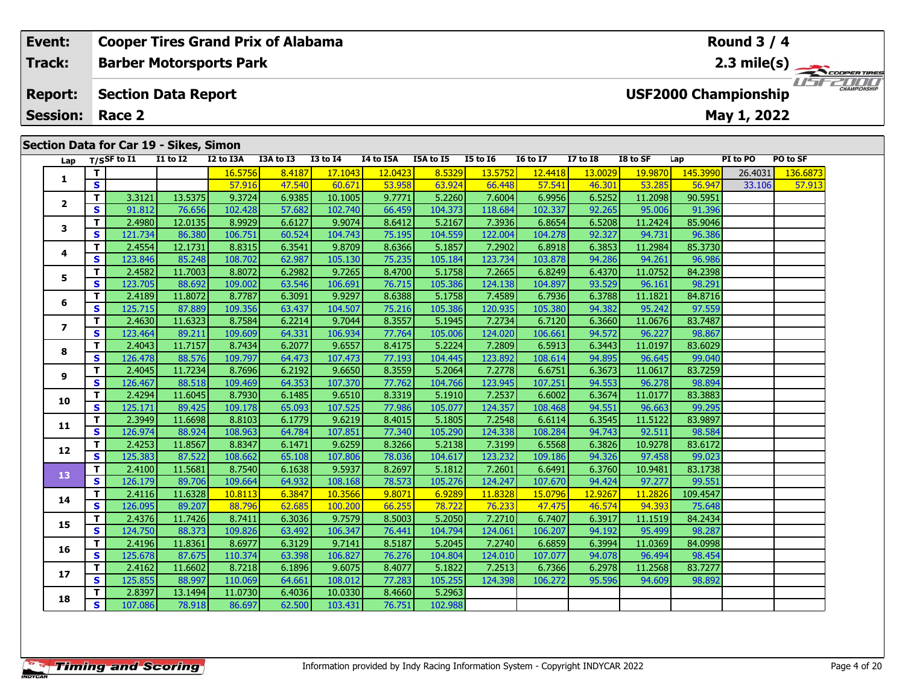| Event: | Cooper Tires Grand Prix of Alabama | Round 3 / 4 |
|---|---|---|
| Track: | Barber Motorsports Park | 2.3 mile(s) |
| Report: | Section Data Report | USF2000 Championship |
| Session: | Race 2 | May 1, 2022 |

## Section Data for Car 19 - Sikes, Simon

| Lap | T/S | SF to I1 | I1 to I2 | I2 to I3A | I3A to I3 | I3 to I4 | I4 to I5A | I5A to I5 | I5 to I6 | I6 to I7 | I7 to I8 | I8 to SF | Lap | PI to PO | PO to SF |
|---|---|---|---|---|---|---|---|---|---|---|---|---|---|---|---|
| 1 | T | | | 16.5756 | 8.4187 | 17.1043 | 12.0423 | 8.5329 | 13.5752 | 12.4418 | 13.0029 | 19.9870 | 145.3990 | 26.4031 | 136.6873 |
| | S | | | 57.916 | 47.540 | 60.671 | 53.958 | 63.924 | 66.448 | 57.541 | 46.301 | 53.285 | 56.947 | 33.106 | 57.913 |
| 2 | T | 3.3121 | 13.5375 | 9.3724 | 6.9385 | 10.1005 | 9.7771 | 5.2260 | 7.6004 | 6.9956 | 6.5252 | 11.2098 | 90.5951 | | |
| | S | 91.812 | 76.656 | 102.428 | 57.682 | 102.740 | 66.459 | 104.373 | 118.684 | 102.337 | 92.265 | 95.006 | 91.396 | | |
| 3 | T | 2.4980 | 12.0135 | 8.9929 | 6.6127 | 9.9074 | 8.6412 | 5.2167 | 7.3936 | 6.8654 | 6.5208 | 11.2424 | 85.9046 | | |
| | S | 121.734 | 86.380 | 106.751 | 60.524 | 104.743 | 75.195 | 104.559 | 122.004 | 104.278 | 92.327 | 94.731 | 96.386 | | |
| 4 | T | 2.4554 | 12.1731 | 8.8315 | 6.3541 | 9.8709 | 8.6366 | 5.1857 | 7.2902 | 6.8918 | 6.3853 | 11.2984 | 85.3730 | | |
| | S | 123.846 | 85.248 | 108.702 | 62.987 | 105.130 | 75.235 | 105.184 | 123.734 | 103.878 | 94.286 | 94.261 | 96.986 | | |
| 5 | T | 2.4582 | 11.7003 | 8.8072 | 6.2982 | 9.7265 | 8.4700 | 5.1758 | 7.2665 | 6.8249 | 6.4370 | 11.0752 | 84.2398 | | |
| | S | 123.705 | 88.692 | 109.002 | 63.546 | 106.691 | 76.715 | 105.386 | 124.138 | 104.897 | 93.529 | 96.161 | 98.291 | | |
| 6 | T | 2.4189 | 11.8072 | 8.7787 | 6.3091 | 9.9297 | 8.6388 | 5.1758 | 7.4589 | 6.7936 | 6.3788 | 11.1821 | 84.8716 | | |
| | S | 125.715 | 87.889 | 109.356 | 63.437 | 104.507 | 75.216 | 105.386 | 120.935 | 105.380 | 94.382 | 95.242 | 97.559 | | |
| 7 | T | 2.4630 | 11.6323 | 8.7584 | 6.2214 | 9.7044 | 8.3557 | 5.1945 | 7.2734 | 6.7120 | 6.3660 | 11.0676 | 83.7487 | | |
| | S | 123.464 | 89.211 | 109.609 | 64.331 | 106.934 | 77.764 | 105.006 | 124.020 | 106.661 | 94.572 | 96.227 | 98.867 | | |
| 8 | T | 2.4043 | 11.7157 | 8.7434 | 6.2077 | 9.6557 | 8.4175 | 5.2224 | 7.2809 | 6.5913 | 6.3443 | 11.0197 | 83.6029 | | |
| | S | 126.478 | 88.576 | 109.797 | 64.473 | 107.473 | 77.193 | 104.445 | 123.892 | 108.614 | 94.895 | 96.645 | 99.040 | | |
| 9 | T | 2.4045 | 11.7234 | 8.7696 | 6.2192 | 9.6650 | 8.3559 | 5.2064 | 7.2778 | 6.6751 | 6.3673 | 11.0617 | 83.7259 | | |
| | S | 126.467 | 88.518 | 109.469 | 64.353 | 107.370 | 77.762 | 104.766 | 123.945 | 107.251 | 94.553 | 96.278 | 98.894 | | |
| 10 | T | 2.4294 | 11.6045 | 8.7930 | 6.1485 | 9.6510 | 8.3319 | 5.1910 | 7.2537 | 6.6002 | 6.3674 | 11.0177 | 83.3883 | | |
| | S | 125.171 | 89.425 | 109.178 | 65.093 | 107.525 | 77.986 | 105.077 | 124.357 | 108.468 | 94.551 | 96.663 | 99.295 | | |
| 11 | T | 2.3949 | 11.6698 | 8.8103 | 6.1779 | 9.6219 | 8.4015 | 5.1805 | 7.2548 | 6.6114 | 6.3545 | 11.5122 | 83.9897 | | |
| | S | 126.974 | 88.924 | 108.963 | 64.784 | 107.851 | 77.340 | 105.290 | 124.338 | 108.284 | 94.743 | 92.511 | 98.584 | | |
| 12 | T | 2.4253 | 11.8567 | 8.8347 | 6.1471 | 9.6259 | 8.3266 | 5.2138 | 7.3199 | 6.5568 | 6.3826 | 10.9278 | 83.6172 | | |
| | S | 125.383 | 87.522 | 108.662 | 65.108 | 107.806 | 78.036 | 104.617 | 123.232 | 109.186 | 94.326 | 97.458 | 99.023 | | |
| 13 | T | 2.4100 | 11.5681 | 8.7540 | 6.1638 | 9.5937 | 8.2697 | 5.1812 | 7.2601 | 6.6491 | 6.3760 | 10.9481 | 83.1738 | | |
| | S | 126.179 | 89.706 | 109.664 | 64.932 | 108.168 | 78.573 | 105.276 | 124.247 | 107.670 | 94.424 | 97.277 | 99.551 | | |
| 14 | T | 2.4116 | 11.6328 | 10.8113 | 6.3847 | 10.3566 | 9.8071 | 6.9289 | 11.8328 | 15.0796 | 12.9267 | 11.2826 | 109.4547 | | |
| | S | 126.095 | 89.207 | 88.796 | 62.685 | 100.200 | 66.255 | 78.722 | 76.233 | 47.475 | 46.574 | 94.393 | 75.648 | | |
| 15 | T | 2.4376 | 11.7426 | 8.7411 | 6.3036 | 9.7579 | 8.5003 | 5.2050 | 7.2710 | 6.7407 | 6.3917 | 11.1519 | 84.2434 | | |
| | S | 124.750 | 88.373 | 109.826 | 63.492 | 106.347 | 76.441 | 104.794 | 124.061 | 106.207 | 94.192 | 95.499 | 98.287 | | |
| 16 | T | 2.4196 | 11.8361 | 8.6977 | 6.3129 | 9.7141 | 8.5187 | 5.2045 | 7.2740 | 6.6859 | 6.3994 | 11.0369 | 84.0998 | | |
| | S | 125.678 | 87.675 | 110.374 | 63.398 | 106.827 | 76.276 | 104.804 | 124.010 | 107.077 | 94.078 | 96.494 | 98.454 | | |
| 17 | T | 2.4162 | 11.6602 | 8.7218 | 6.1896 | 9.6075 | 8.4077 | 5.1822 | 7.2513 | 6.7366 | 6.2978 | 11.2568 | 83.7277 | | |
| | S | 125.855 | 88.997 | 110.069 | 64.661 | 108.012 | 77.283 | 105.255 | 124.398 | 106.272 | 95.596 | 94.609 | 98.892 | | |
| 18 | T | 2.8397 | 13.1494 | 11.0730 | 6.4036 | 10.0330 | 8.4660 | 5.2963 | | | | | | | |
| | S | 107.086 | 78.918 | 86.697 | 62.500 | 103.431 | 76.751 | 102.988 | | | | | | | |

Information provided by Indy Racing Information System - Copyright INDYCAR 2022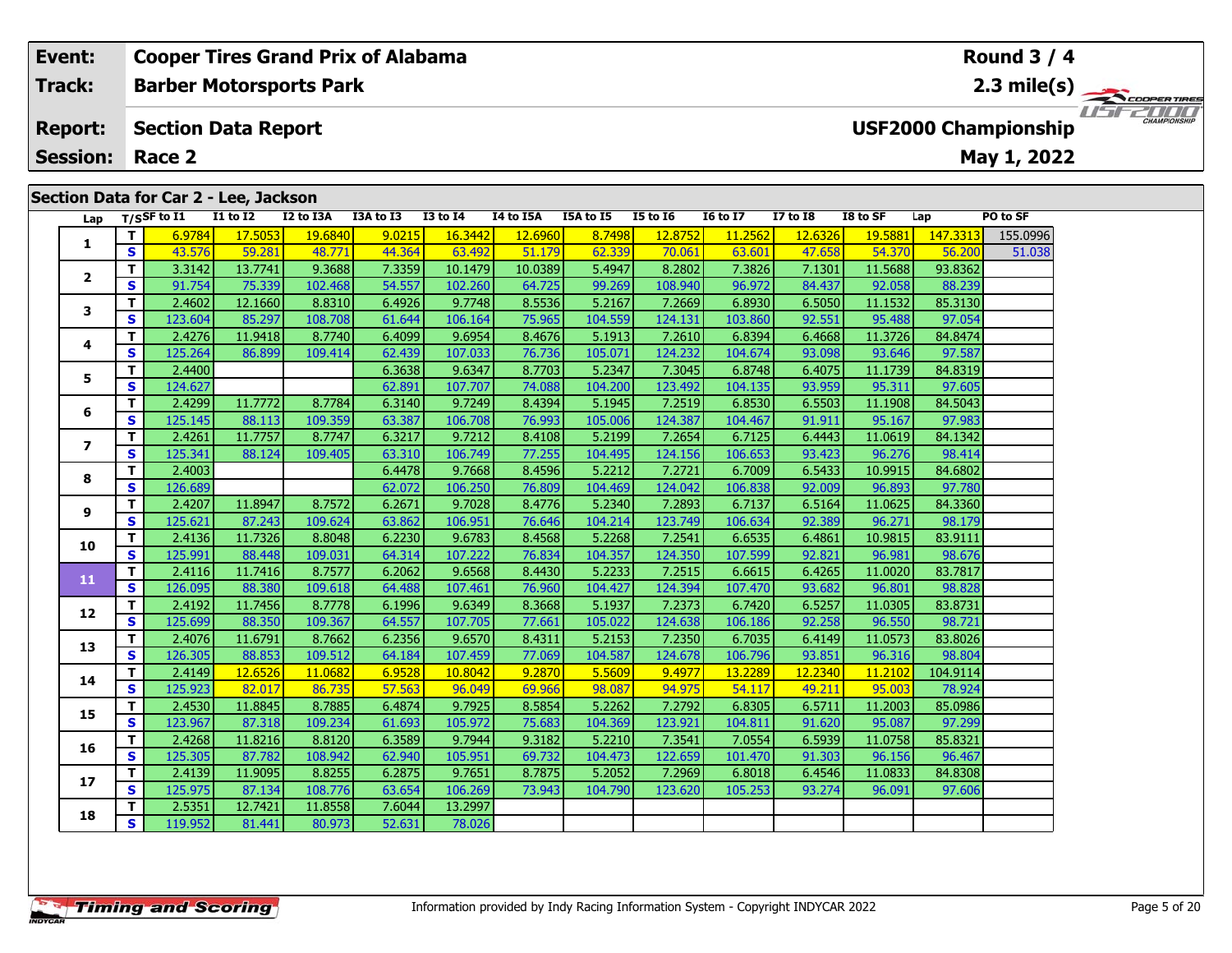| Event: | Cooper Tires Grand Prix of Alabama | Round 3 / 4 |
|---|---|---|
| Track: | Barber Motorsports Park | 2.3 mile(s) |
| Report: | Section Data Report | USF2000 Championship |
| Session: | Race 2 | May 1, 2022 |

## Section Data for Car 2 - Lee, Jackson

| Lap | T/S | SF to I1 | I1 to I2 | I2 to I3A | I3A to I3 | I3 to I4 | I4 to I5A | I5A to I5 | I5 to I6 | I6 to I7 | I7 to I8 | I8 to SF | Lap | PO to SF |
|---|---|---|---|---|---|---|---|---|---|---|---|---|---|---|
| 1 | T | 6.9784 | 17.5053 | 19.6840 | 9.0215 | 16.3442 | 12.6960 | 8.7498 | 12.8752 | 11.2562 | 12.6326 | 19.5881 | 147.3313 | 155.0996 |
| | S | 43.576 | 59.281 | 48.771 | 44.364 | 63.492 | 51.179 | 62.339 | 70.061 | 63.601 | 47.658 | 54.370 | 56.200 | 51.038 |
| 2 | T | 3.3142 | 13.7741 | 9.3688 | 7.3359 | 10.1479 | 10.0389 | 5.4947 | 8.2802 | 7.3826 | 7.1301 | 11.5688 | 93.8362 | |
| | S | 91.754 | 75.339 | 102.468 | 54.557 | 102.260 | 64.725 | 99.269 | 108.940 | 96.972 | 84.437 | 92.058 | 88.239 | |
| 3 | T | 2.4602 | 12.1660 | 8.8310 | 6.4926 | 9.7748 | 8.5536 | 5.2167 | 7.2669 | 6.8930 | 6.5050 | 11.1532 | 85.3130 | |
| | S | 123.604 | 85.297 | 108.708 | 61.644 | 106.164 | 75.965 | 104.559 | 124.131 | 103.860 | 92.551 | 95.488 | 97.054 | |
| 4 | T | 2.4276 | 11.9418 | 8.7740 | 6.4099 | 9.6954 | 8.4676 | 5.1913 | 7.2610 | 6.8394 | 6.4668 | 11.3726 | 84.8474 | |
| | S | 125.264 | 86.899 | 109.414 | 62.439 | 107.033 | 76.736 | 105.071 | 124.232 | 104.674 | 93.098 | 93.646 | 97.587 | |
| 5 | T | 2.4400 | | | 6.3638 | 9.6347 | 8.7703 | 5.2347 | 7.3045 | 6.8748 | 6.4075 | 11.1739 | 84.8319 | |
| | S | 124.627 | | | 62.891 | 107.707 | 74.088 | 104.200 | 123.492 | 104.135 | 93.959 | 95.311 | 97.605 | |
| 6 | T | 2.4299 | 11.7772 | 8.7784 | 6.3140 | 9.7249 | 8.4394 | 5.1945 | 7.2519 | 6.8530 | 6.5503 | 11.1908 | 84.5043 | |
| | S | 125.145 | 88.113 | 109.359 | 63.387 | 106.708 | 76.993 | 105.006 | 124.387 | 104.467 | 91.911 | 95.167 | 97.983 | |
| 7 | T | 2.4261 | 11.7757 | 8.7747 | 6.3217 | 9.7212 | 8.4108 | 5.2199 | 7.2654 | 6.7125 | 6.4443 | 11.0619 | 84.1342 | |
| | S | 125.341 | 88.124 | 109.405 | 63.310 | 106.749 | 77.255 | 104.495 | 124.156 | 106.653 | 93.423 | 96.276 | 98.414 | |
| 8 | T | 2.4003 | | | 6.4478 | 9.7668 | 8.4596 | 5.2212 | 7.2721 | 6.7009 | 6.5433 | 10.9915 | 84.6802 | |
| | S | 126.689 | | | 62.072 | 106.250 | 76.809 | 104.469 | 124.042 | 106.838 | 92.009 | 96.893 | 97.780 | |
| 9 | T | 2.4207 | 11.8947 | 8.7572 | 6.2671 | 9.7028 | 8.4776 | 5.2340 | 7.2893 | 6.7137 | 6.5164 | 11.0625 | 84.3360 | |
| | S | 125.621 | 87.243 | 109.624 | 63.862 | 106.951 | 76.646 | 104.214 | 123.749 | 106.634 | 92.389 | 96.271 | 98.179 | |
| 10 | T | 2.4136 | 11.7326 | 8.8048 | 6.2230 | 9.6783 | 8.4568 | 5.2268 | 7.2541 | 6.6535 | 6.4861 | 10.9815 | 83.9111 | |
| | S | 125.991 | 88.448 | 109.031 | 64.314 | 107.222 | 76.834 | 104.357 | 124.350 | 107.599 | 92.821 | 96.981 | 98.676 | |
| 11 | T | 2.4116 | 11.7416 | 8.7577 | 6.2062 | 9.6568 | 8.4430 | 5.2233 | 7.2515 | 6.6615 | 6.4265 | 11.0020 | 83.7817 | |
| | S | 126.095 | 88.380 | 109.618 | 64.488 | 107.461 | 76.960 | 104.427 | 124.394 | 107.470 | 93.682 | 96.801 | 98.828 | |
| 12 | T | 2.4192 | 11.7456 | 8.7778 | 6.1996 | 9.6349 | 8.3668 | 5.1937 | 7.2373 | 6.7420 | 6.5257 | 11.0305 | 83.8731 | |
| | S | 125.699 | 88.350 | 109.367 | 64.557 | 107.705 | 77.661 | 105.022 | 124.638 | 106.186 | 92.258 | 96.550 | 98.721 | |
| 13 | T | 2.4076 | 11.6791 | 8.7662 | 6.2356 | 9.6570 | 8.4311 | 5.2153 | 7.2350 | 6.7035 | 6.4149 | 11.0573 | 83.8026 | |
| | S | 126.305 | 88.853 | 109.512 | 64.184 | 107.459 | 77.069 | 104.587 | 124.678 | 106.796 | 93.851 | 96.316 | 98.804 | |
| 14 | T | 2.4149 | 12.6526 | 11.0682 | 6.9528 | 10.8042 | 9.2870 | 5.5609 | 9.4977 | 13.2289 | 12.2340 | 11.2102 | 104.9114 | |
| | S | 125.923 | 82.017 | 86.735 | 57.563 | 96.049 | 69.966 | 98.087 | 94.975 | 54.117 | 49.211 | 95.003 | 78.924 | |
| 15 | T | 2.4530 | 11.8845 | 8.7885 | 6.4874 | 9.7925 | 8.5854 | 5.2262 | 7.2792 | 6.8305 | 6.5711 | 11.2003 | 85.0986 | |
| | S | 123.967 | 87.318 | 109.234 | 61.693 | 105.972 | 75.683 | 104.369 | 123.921 | 104.811 | 91.620 | 95.087 | 97.299 | |
| 16 | T | 2.4268 | 11.8216 | 8.8120 | 6.3589 | 9.7944 | 9.3182 | 5.2210 | 7.3541 | 7.0554 | 6.5939 | 11.0758 | 85.8321 | |
| | S | 125.305 | 87.782 | 108.942 | 62.940 | 105.951 | 69.732 | 104.473 | 122.659 | 101.470 | 91.303 | 96.156 | 96.467 | |
| 17 | T | 2.4139 | 11.9095 | 8.8255 | 6.2875 | 9.7651 | 8.7875 | 5.2052 | 7.2969 | 6.8018 | 6.4546 | 11.0833 | 84.8308 | |
| | S | 125.975 | 87.134 | 108.776 | 63.654 | 106.269 | 73.943 | 104.790 | 123.620 | 105.253 | 93.274 | 96.091 | 97.606 | |
| 18 | T | 2.5351 | 12.7421 | 11.8558 | 7.6044 | 13.2997 | | | | | | | | |
| | S | 119.952 | 81.441 | 80.973 | 52.631 | 78.026 | | | | | | | | |

Information provided by Indy Racing Information System - Copyright INDYCAR 2022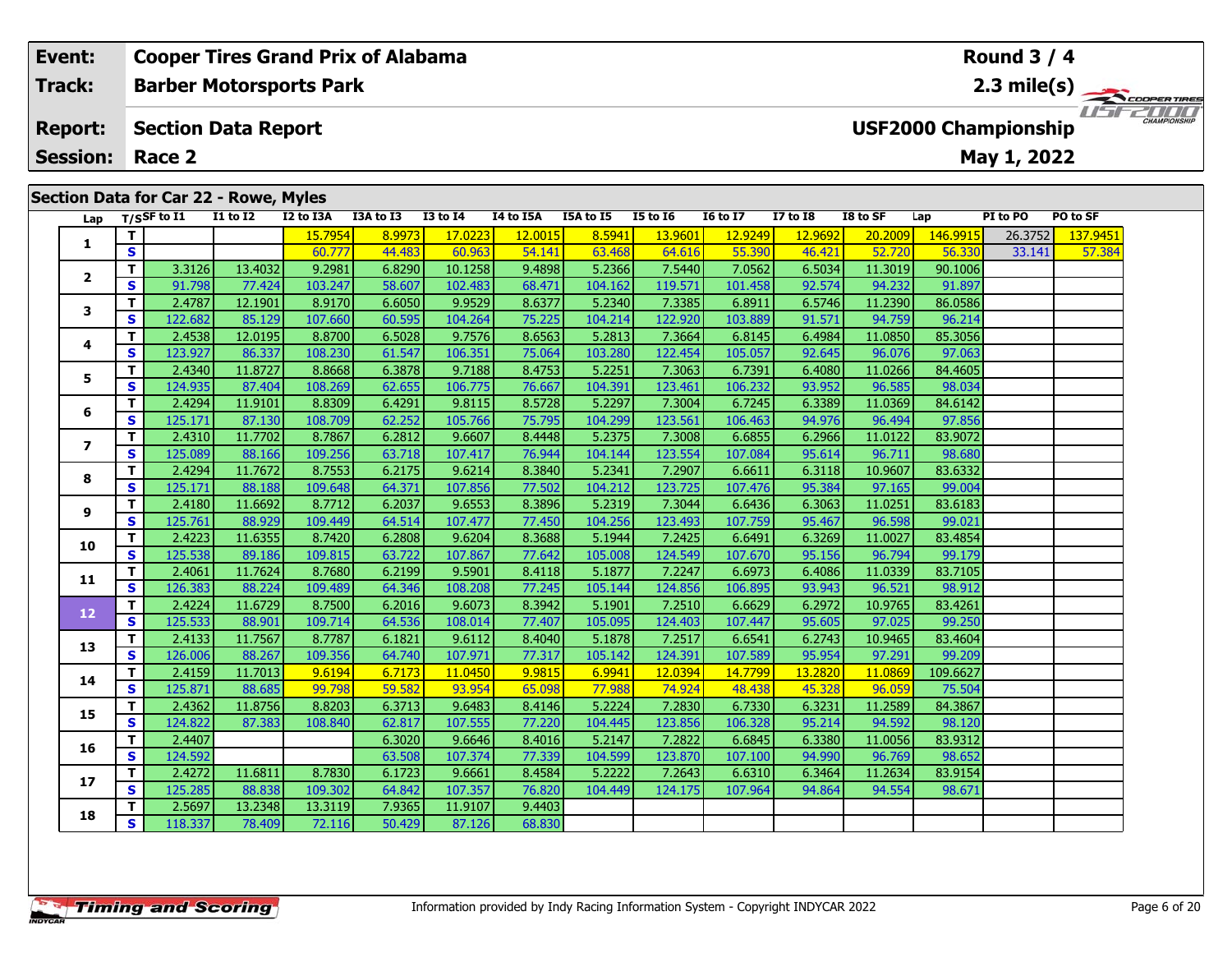| Event: | Cooper Tires Grand Prix of Alabama | Round 3 / 4 |
|---|---|---|
| Track: | Barber Motorsports Park | 2.3 mile(s) |
| Report: | Section Data Report | USF2000 Championship |
| Session: | Race 2 | May 1, 2022 |

## Section Data for Car 22 - Rowe, Myles

| Lap | T/S | SF to I1 | I1 to I2 | I2 to I3A | I3A to I3 | I3 to I4 | I4 to I5A | I5A to I5 | I5 to I6 | I6 to I7 | I7 to I8 | I8 to SF | Lap | PI to PO | PO to SF |
|---|---|---|---|---|---|---|---|---|---|---|---|---|---|---|---|
| 1 | T | | | 15.7954 | 8.9973 | 17.0223 | 12.0015 | 8.5941 | 13.9601 | 12.9249 | 12.9692 | 20.2009 | 146.9915 | 26.3752 | 137.9451 |
| | S | | | 60.777 | 44.483 | 60.963 | 54.141 | 63.468 | 64.616 | 55.390 | 46.421 | 52.720 | 56.330 | 33.141 | 57.384 |
| 2 | T | 3.3126 | 13.4032 | 9.2981 | 6.8290 | 10.1258 | 9.4898 | 5.2366 | 7.5440 | 7.0562 | 6.5034 | 11.3019 | 90.1006 | | |
| | S | 91.798 | 77.424 | 103.247 | 58.607 | 102.483 | 68.471 | 104.162 | 119.571 | 101.458 | 92.574 | 94.232 | 91.897 | | |
| 3 | T | 2.4787 | 12.1901 | 8.9170 | 6.6050 | 9.9529 | 8.6377 | 5.2340 | 7.3385 | 6.8911 | 6.5746 | 11.2390 | 86.0586 | | |
| | S | 122.682 | 85.129 | 107.660 | 60.595 | 104.264 | 75.225 | 104.214 | 122.920 | 103.889 | 91.571 | 94.759 | 96.214 | | |
| 4 | T | 2.4538 | 12.0195 | 8.8700 | 6.5028 | 9.7576 | 8.6563 | 5.2813 | 7.3664 | 6.8145 | 6.4984 | 11.0850 | 85.3056 | | |
| | S | 123.927 | 86.337 | 108.230 | 61.547 | 106.351 | 75.064 | 103.280 | 122.454 | 105.057 | 92.645 | 96.076 | 97.063 | | |
| 5 | T | 2.4340 | 11.8727 | 8.8668 | 6.3878 | 9.7188 | 8.4753 | 5.2251 | 7.3063 | 6.7391 | 6.4080 | 11.0266 | 84.4605 | | |
| | S | 124.935 | 87.404 | 108.269 | 62.655 | 106.775 | 76.667 | 104.391 | 123.461 | 106.232 | 93.952 | 96.585 | 98.034 | | |
| 6 | T | 2.4294 | 11.9101 | 8.8309 | 6.4291 | 9.8115 | 8.5728 | 5.2297 | 7.3004 | 6.7245 | 6.3389 | 11.0369 | 84.6142 | | |
| | S | 125.171 | 87.130 | 108.709 | 62.252 | 105.766 | 75.795 | 104.299 | 123.561 | 106.463 | 94.976 | 96.494 | 97.856 | | |
| 7 | T | 2.4310 | 11.7702 | 8.7867 | 6.2812 | 9.6607 | 8.4448 | 5.2375 | 7.3008 | 6.6855 | 6.2966 | 11.0122 | 83.9072 | | |
| | S | 125.089 | 88.166 | 109.256 | 63.718 | 107.417 | 76.944 | 104.144 | 123.554 | 107.084 | 95.614 | 96.711 | 98.680 | | |
| 8 | T | 2.4294 | 11.7672 | 8.7553 | 6.2175 | 9.6214 | 8.3840 | 5.2341 | 7.2907 | 6.6611 | 6.3118 | 10.9607 | 83.6332 | | |
| | S | 125.171 | 88.188 | 109.648 | 64.371 | 107.856 | 77.502 | 104.212 | 123.725 | 107.476 | 95.384 | 97.165 | 99.004 | | |
| 9 | T | 2.4180 | 11.6692 | 8.7712 | 6.2037 | 9.6553 | 8.3896 | 5.2319 | 7.3044 | 6.6436 | 6.3063 | 11.0251 | 83.6183 | | |
| | S | 125.761 | 88.929 | 109.449 | 64.514 | 107.477 | 77.450 | 104.256 | 123.493 | 107.759 | 95.467 | 96.598 | 99.021 | | |
| 10 | T | 2.4223 | 11.6355 | 8.7420 | 6.2808 | 9.6204 | 8.3688 | 5.1944 | 7.2425 | 6.6491 | 6.3269 | 11.0027 | 83.4854 | | |
| | S | 125.538 | 89.186 | 109.815 | 63.722 | 107.867 | 77.642 | 105.008 | 124.549 | 107.670 | 95.156 | 96.794 | 99.179 | | |
| 11 | T | 2.4061 | 11.7624 | 8.7680 | 6.2199 | 9.5901 | 8.4118 | 5.1877 | 7.2247 | 6.6973 | 6.4086 | 11.0339 | 83.7105 | | |
| | S | 126.383 | 88.224 | 109.489 | 64.346 | 108.208 | 77.245 | 105.144 | 124.856 | 106.895 | 93.943 | 96.521 | 98.912 | | |
| 12 | T | 2.4224 | 11.6729 | 8.7500 | 6.2016 | 9.6073 | 8.3942 | 5.1901 | 7.2510 | 6.6629 | 6.2972 | 10.9765 | 83.4261 | | |
| | S | 125.533 | 88.901 | 109.714 | 64.536 | 108.014 | 77.407 | 105.095 | 124.403 | 107.447 | 95.605 | 97.025 | 99.250 | | |
| 13 | T | 2.4133 | 11.7567 | 8.7787 | 6.1821 | 9.6112 | 8.4040 | 5.1878 | 7.2517 | 6.6541 | 6.2743 | 10.9465 | 83.4604 | | |
| | S | 126.006 | 88.267 | 109.356 | 64.740 | 107.971 | 77.317 | 105.142 | 124.391 | 107.589 | 95.954 | 97.291 | 99.209 | | |
| 14 | T | 2.4159 | 11.7013 | 9.6194 | 6.7173 | 11.0450 | 9.9815 | 6.9941 | 12.0394 | 14.7799 | 13.2820 | 11.0869 | 109.6627 | | |
| | S | 125.871 | 88.685 | 99.798 | 59.582 | 93.954 | 65.098 | 77.988 | 74.924 | 48.438 | 45.328 | 96.059 | 75.504 | | |
| 15 | T | 2.4362 | 11.8756 | 8.8203 | 6.3713 | 9.6483 | 8.4146 | 5.2224 | 7.2830 | 6.7330 | 6.3231 | 11.2589 | 84.3867 | | |
| | S | 124.822 | 87.383 | 108.840 | 62.817 | 107.555 | 77.220 | 104.445 | 123.856 | 106.328 | 95.214 | 94.592 | 98.120 | | |
| 16 | T | 2.4407 | | | 6.3020 | 9.6646 | 8.4016 | 5.2147 | 7.2822 | 6.6845 | 6.3380 | 11.0056 | 83.9312 | | |
| | S | 124.592 | | | 63.508 | 107.374 | 77.339 | 104.599 | 123.870 | 107.100 | 94.990 | 96.769 | 98.652 | | |
| 17 | T | 2.4272 | 11.6811 | 8.7830 | 6.1723 | 9.6661 | 8.4584 | 5.2222 | 7.2643 | 6.6310 | 6.3464 | 11.2634 | 83.9154 | | |
| | S | 125.285 | 88.838 | 109.302 | 64.842 | 107.357 | 76.820 | 104.449 | 124.175 | 107.964 | 94.864 | 94.554 | 98.671 | | |
| 18 | T | 2.5697 | 13.2348 | 13.3119 | 7.9365 | 11.9107 | 9.4403 | | | | | | | | |
| | S | 118.337 | 78.409 | 72.116 | 50.429 | 87.126 | 68.830 | | | | | | | | |

Information provided by Indy Racing Information System - Copyright INDYCAR 2022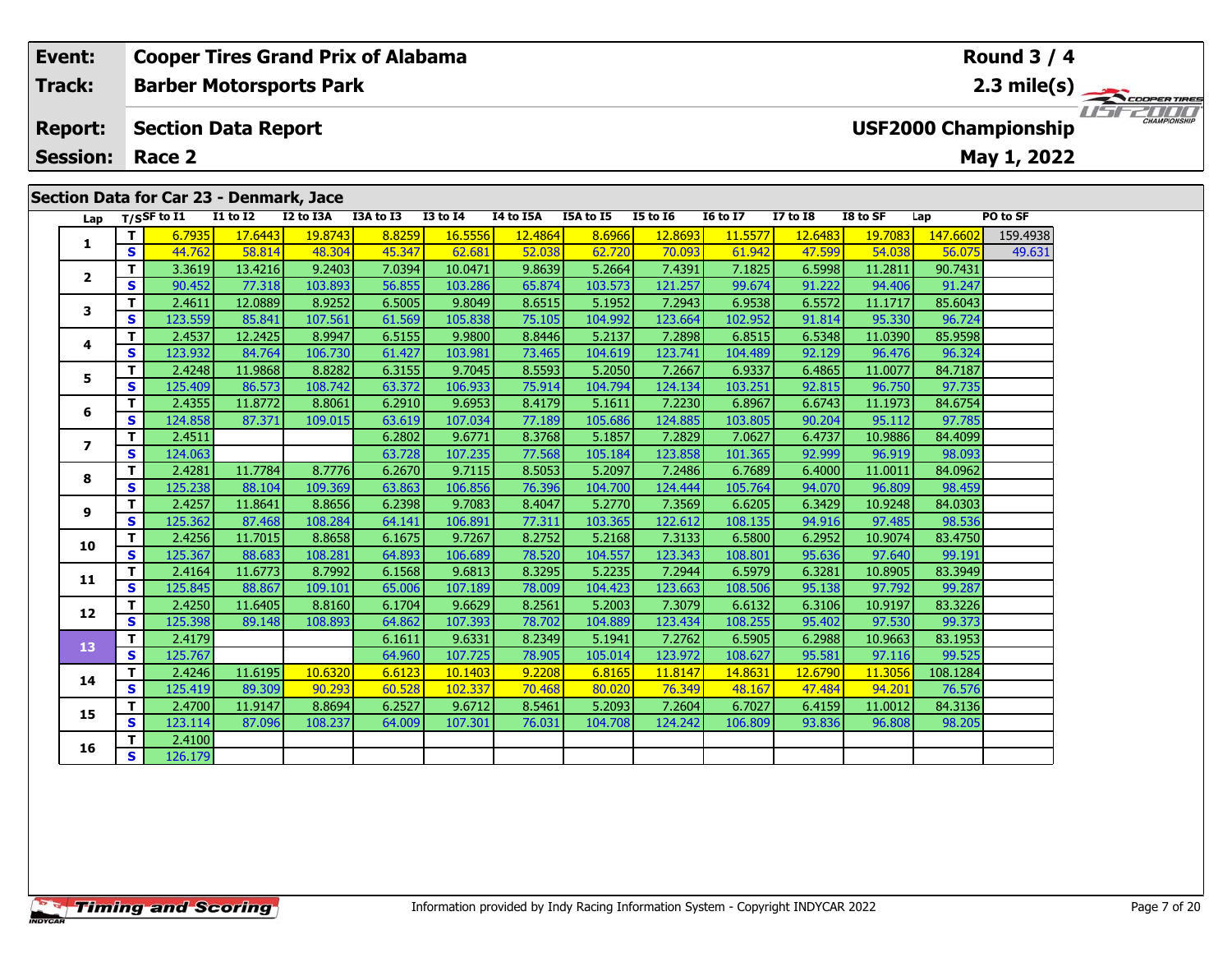| Event: | Cooper Tires Grand Prix of Alabama | Round 3 / 4 |
|---|---|---|
| Track: | Barber Motorsports Park | 2.3 mile(s) |
| Report: | Section Data Report | USF2000 Championship |
| Session: | Race 2 | May 1, 2022 |

## Section Data for Car 23 - Denmark, Jace

| Lap | T/S | SF to I1 | I1 to I2 | I2 to I3A | I3A to I3 | I3 to I4 | I4 to I5A | I5A to I5 | I5 to I6 | I6 to I7 | I7 to I8 | I8 to SF | Lap | PO to SF |
|---|---|---|---|---|---|---|---|---|---|---|---|---|---|---|
| 1 | T | 6.7935 | 17.6443 | 19.8743 | 8.8259 | 16.5556 | 12.4864 | 8.6966 | 12.8693 | 11.5577 | 12.6483 | 19.7083 | 147.6602 | 159.4938 |
| | S | 44.762 | 58.814 | 48.304 | 45.347 | 62.681 | 52.038 | 62.720 | 70.093 | 61.942 | 47.599 | 54.038 | 56.075 | 49.631 |
| 2 | T | 3.3619 | 13.4216 | 9.2403 | 7.0394 | 10.0471 | 9.8639 | 5.2664 | 7.4391 | 7.1825 | 6.5998 | 11.2811 | 90.7431 | |
| | S | 90.452 | 77.318 | 103.893 | 56.855 | 103.286 | 65.874 | 103.573 | 121.257 | 99.674 | 91.222 | 94.406 | 91.247 | |
| 3 | T | 2.4611 | 12.0889 | 8.9252 | 6.5005 | 9.8049 | 8.6515 | 5.1952 | 7.2943 | 6.9538 | 6.5572 | 11.1717 | 85.6043 | |
| | S | 123.559 | 85.841 | 107.561 | 61.569 | 105.838 | 75.105 | 104.992 | 123.664 | 102.952 | 91.814 | 95.330 | 96.724 | |
| 4 | T | 2.4537 | 12.2425 | 8.9947 | 6.5155 | 9.9800 | 8.8446 | 5.2137 | 7.2898 | 6.8515 | 6.5348 | 11.0390 | 85.9598 | |
| | S | 123.932 | 84.764 | 106.730 | 61.427 | 103.981 | 73.465 | 104.619 | 123.741 | 104.489 | 92.129 | 96.476 | 96.324 | |
| 5 | T | 2.4248 | 11.9868 | 8.8282 | 6.3155 | 9.7045 | 8.5593 | 5.2050 | 7.2667 | 6.9337 | 6.4865 | 11.0077 | 84.7187 | |
| | S | 125.409 | 86.573 | 108.742 | 63.372 | 106.933 | 75.914 | 104.794 | 124.134 | 103.251 | 92.815 | 96.750 | 97.735 | |
| 6 | T | 2.4355 | 11.8772 | 8.8061 | 6.2910 | 9.6953 | 8.4179 | 5.1611 | 7.2230 | 6.8967 | 6.6743 | 11.1973 | 84.6754 | |
| | S | 124.858 | 87.371 | 109.015 | 63.619 | 107.034 | 77.189 | 105.686 | 124.885 | 103.805 | 90.204 | 95.112 | 97.785 | |
| 7 | T | 2.4511 | | | 6.2802 | 9.6771 | 8.3768 | 5.1857 | 7.2829 | 7.0627 | 6.4737 | 10.9886 | 84.4099 | |
| | S | 124.063 | | | 63.728 | 107.235 | 77.568 | 105.184 | 123.858 | 101.365 | 92.999 | 96.919 | 98.093 | |
| 8 | T | 2.4281 | 11.7784 | 8.7776 | 6.2670 | 9.7115 | 8.5053 | 5.2097 | 7.2486 | 6.7689 | 6.4000 | 11.0011 | 84.0962 | |
| | S | 125.238 | 88.104 | 109.369 | 63.863 | 106.856 | 76.396 | 104.700 | 124.444 | 105.764 | 94.070 | 96.809 | 98.459 | |
| 9 | T | 2.4257 | 11.8641 | 8.8656 | 6.2398 | 9.7083 | 8.4047 | 5.2770 | 7.3569 | 6.6205 | 6.3429 | 10.9248 | 84.0303 | |
| | S | 125.362 | 87.468 | 108.284 | 64.141 | 106.891 | 77.311 | 103.365 | 122.612 | 108.135 | 94.916 | 97.485 | 98.536 | |
| 10 | T | 2.4256 | 11.7015 | 8.8658 | 6.1675 | 9.7267 | 8.2752 | 5.2168 | 7.3133 | 6.5800 | 6.2952 | 10.9074 | 83.4750 | |
| | S | 125.367 | 88.683 | 108.281 | 64.893 | 106.689 | 78.520 | 104.557 | 123.343 | 108.801 | 95.636 | 97.640 | 99.191 | |
| 11 | T | 2.4164 | 11.6773 | 8.7992 | 6.1568 | 9.6813 | 8.3295 | 5.2235 | 7.2944 | 6.5979 | 6.3281 | 10.8905 | 83.3949 | |
| | S | 125.845 | 88.867 | 109.101 | 65.006 | 107.189 | 78.009 | 104.423 | 123.663 | 108.506 | 95.138 | 97.792 | 99.287 | |
| 12 | T | 2.4250 | 11.6405 | 8.8160 | 6.1704 | 9.6629 | 8.2561 | 5.2003 | 7.3079 | 6.6132 | 6.3106 | 10.9197 | 83.3226 | |
| | S | 125.398 | 89.148 | 108.893 | 64.862 | 107.393 | 78.702 | 104.889 | 123.434 | 108.255 | 95.402 | 97.530 | 99.373 | |
| 13 | T | 2.4179 | | | 6.1611 | 9.6331 | 8.2349 | 5.1941 | 7.2762 | 6.5905 | 6.2988 | 10.9663 | 83.1953 | |
| | S | 125.767 | | | 64.960 | 107.725 | 78.905 | 105.014 | 123.972 | 108.627 | 95.581 | 97.116 | 99.525 | |
| 14 | T | 2.4246 | 11.6195 | 10.6320 | 6.6123 | 10.1403 | 9.2208 | 6.8165 | 11.8147 | 14.8631 | 12.6790 | 11.3056 | 108.1284 | |
| | S | 125.419 | 89.309 | 90.293 | 60.528 | 102.337 | 70.468 | 80.020 | 76.349 | 48.167 | 47.484 | 94.201 | 76.576 | |
| 15 | T | 2.4700 | 11.9147 | 8.8694 | 6.2527 | 9.6712 | 8.5461 | 5.2093 | 7.2604 | 6.7027 | 6.4159 | 11.0012 | 84.3136 | |
| | S | 123.114 | 87.096 | 108.237 | 64.009 | 107.301 | 76.031 | 104.708 | 124.242 | 106.809 | 93.836 | 96.808 | 98.205 | |
| 16 | T | 2.4100 | | | | | | | | | | | | |
| | S | 126.179 | | | | | | | | | | | | |

Information provided by Indy Racing Information System - Copyright INDYCAR 2022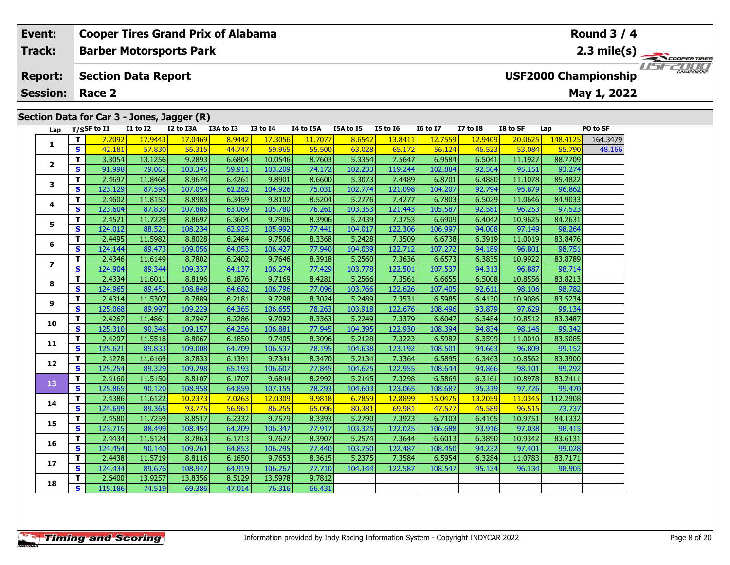| Event: | Cooper Tires Grand Prix of Alabama | Round 3 / 4 |
|---|---|---|
| Track: | Barber Motorsports Park | 2.3 mile(s) |
| Report: | Section Data Report | USF2000 Championship |
| Session: | Race 2 | May 1, 2022 |

## Section Data for Car 3 - Jones, Jagger (R)

| Lap | T/S | SF to I1 | I1 to I2 | I2 to I3A | I3A to I3 | I3 to I4 | I4 to I5A | I5A to I5 | I5 to I6 | I6 to I7 | I7 to I8 | I8 to SF | Lap | PO to SF |
|---|---|---|---|---|---|---|---|---|---|---|---|---|---|---|
| 1 | T | 7.2092 | 17.9443 | 17.0469 | 8.9442 | 17.3056 | 11.7077 | 8.6542 | 13.8411 | 12.7559 | 12.9409 | 20.0625 | 148.4125 | 164.3479 |
| | S | 42.181 | 57.830 | 56.315 | 44.747 | 59.965 | 55.500 | 63.028 | 65.172 | 56.124 | 46.523 | 53.084 | 55.790 | 48.166 |
| 2 | T | 3.3054 | 13.1256 | 9.2893 | 6.6804 | 10.0546 | 8.7603 | 5.3354 | 7.5647 | 6.9584 | 6.5041 | 11.1927 | 88.7709 | |
| | S | 91.998 | 79.061 | 103.345 | 59.911 | 103.209 | 74.172 | 102.233 | 119.244 | 102.884 | 92.564 | 95.151 | 93.274 | |
| 3 | T | 2.4697 | 11.8468 | 8.9674 | 6.4261 | 9.8901 | 8.6600 | 5.3073 | 7.4489 | 6.8701 | 6.4880 | 11.1078 | 85.4822 | |
| | S | 123.129 | 87.596 | 107.054 | 62.282 | 104.926 | 75.031 | 102.774 | 121.098 | 104.207 | 92.794 | 95.879 | 96.862 | |
| 4 | T | 2.4602 | 11.8152 | 8.8983 | 6.3459 | 9.8102 | 8.5204 | 5.2776 | 7.4277 | 6.7803 | 6.5029 | 11.0646 | 84.9033 | |
| | S | 123.604 | 87.830 | 107.886 | 63.069 | 105.780 | 76.261 | 103.353 | 121.443 | 105.587 | 92.581 | 96.253 | 97.523 | |
| 5 | T | 2.4521 | 11.7229 | 8.8697 | 6.3604 | 9.7906 | 8.3906 | 5.2439 | 7.3753 | 6.6909 | 6.4042 | 10.9625 | 84.2631 | |
| | S | 124.012 | 88.521 | 108.234 | 62.925 | 105.992 | 77.441 | 104.017 | 122.306 | 106.997 | 94.008 | 97.149 | 98.264 | |
| 6 | T | 2.4495 | 11.5982 | 8.8028 | 6.2484 | 9.7506 | 8.3368 | 5.2428 | 7.3509 | 6.6738 | 6.3919 | 11.0019 | 83.8476 | |
| | S | 124.144 | 89.473 | 109.056 | 64.053 | 106.427 | 77.940 | 104.039 | 122.712 | 107.272 | 94.189 | 96.801 | 98.751 | |
| 7 | T | 2.4346 | 11.6149 | 8.7802 | 6.2402 | 9.7646 | 8.3918 | 5.2560 | 7.3636 | 6.6573 | 6.3835 | 10.9922 | 83.8789 | |
| | S | 124.904 | 89.344 | 109.337 | 64.137 | 106.274 | 77.429 | 103.778 | 122.501 | 107.537 | 94.313 | 96.887 | 98.714 | |
| 8 | T | 2.4334 | 11.6011 | 8.8196 | 6.1876 | 9.7169 | 8.4281 | 5.2566 | 7.3561 | 6.6655 | 6.5008 | 10.8556 | 83.8213 | |
| | S | 124.965 | 89.451 | 108.848 | 64.682 | 106.796 | 77.096 | 103.766 | 122.626 | 107.405 | 92.611 | 98.106 | 98.782 | |
| 9 | T | 2.4314 | 11.5307 | 8.7889 | 6.2181 | 9.7298 | 8.3024 | 5.2489 | 7.3531 | 6.5985 | 6.4130 | 10.9086 | 83.5234 | |
| | S | 125.068 | 89.997 | 109.229 | 64.365 | 106.655 | 78.263 | 103.918 | 122.676 | 108.496 | 93.879 | 97.629 | 99.134 | |
| 10 | T | 2.4267 | 11.4861 | 8.7947 | 6.2286 | 9.7092 | 8.3363 | 5.2249 | 7.3379 | 6.6047 | 6.3484 | 10.8512 | 83.3487 | |
| | S | 125.310 | 90.346 | 109.157 | 64.256 | 106.881 | 77.945 | 104.395 | 122.930 | 108.394 | 94.834 | 98.146 | 99.342 | |
| 11 | T | 2.4207 | 11.5518 | 8.8067 | 6.1850 | 9.7405 | 8.3096 | 5.2128 | 7.3223 | 6.5982 | 6.3599 | 11.0010 | 83.5085 | |
| | S | 125.621 | 89.833 | 109.008 | 64.709 | 106.537 | 78.195 | 104.638 | 123.192 | 108.501 | 94.663 | 96.809 | 99.152 | |
| 12 | T | 2.4278 | 11.6169 | 8.7833 | 6.1391 | 9.7341 | 8.3470 | 5.2134 | 7.3364 | 6.5895 | 6.3463 | 10.8562 | 83.3900 | |
| | S | 125.254 | 89.329 | 109.298 | 65.193 | 106.607 | 77.845 | 104.625 | 122.955 | 108.644 | 94.866 | 98.101 | 99.292 | |
| 13 | T | 2.4160 | 11.5150 | 8.8107 | 6.1707 | 9.6844 | 8.2992 | 5.2145 | 7.3298 | 6.5869 | 6.3161 | 10.8978 | 83.2411 | |
| | S | 125.865 | 90.120 | 108.958 | 64.859 | 107.155 | 78.293 | 104.603 | 123.065 | 108.687 | 95.319 | 97.726 | 99.470 | |
| 14 | T | 2.4386 | 11.6122 | 10.2373 | 7.0263 | 12.0309 | 9.9818 | 6.7859 | 12.8899 | 15.0475 | 13.2059 | 11.0345 | 112.2908 | |
| | S | 124.699 | 89.365 | 93.775 | 56.961 | 86.255 | 65.096 | 80.381 | 69.981 | 47.577 | 45.589 | 96.515 | 73.737 | |
| 15 | T | 2.4580 | 11.7259 | 8.8517 | 6.2332 | 9.7579 | 8.3393 | 5.2790 | 7.3923 | 6.7103 | 6.4105 | 10.9751 | 84.1332 | |
| | S | 123.715 | 88.499 | 108.454 | 64.209 | 106.347 | 77.917 | 103.325 | 122.025 | 106.688 | 93.916 | 97.038 | 98.415 | |
| 16 | T | 2.4434 | 11.5124 | 8.7863 | 6.1713 | 9.7627 | 8.3907 | 5.2574 | 7.3644 | 6.6013 | 6.3890 | 10.9342 | 83.6131 | |
| | S | 124.454 | 90.140 | 109.261 | 64.853 | 106.295 | 77.440 | 103.750 | 122.487 | 108.450 | 94.232 | 97.401 | 99.028 | |
| 17 | T | 2.4438 | 11.5719 | 8.8116 | 6.1650 | 9.7653 | 8.3615 | 5.2375 | 7.3584 | 6.5954 | 6.3284 | 11.0783 | 83.7171 | |
| | S | 124.434 | 89.676 | 108.947 | 64.919 | 106.267 | 77.710 | 104.144 | 122.587 | 108.547 | 95.134 | 96.134 | 98.905 | |
| 18 | T | 2.6400 | 13.9257 | 13.8356 | 8.5129 | 13.5978 | 9.7812 | | | | | | | |
| | S | 115.186 | 74.519 | 69.386 | 47.014 | 76.316 | 66.431 | | | | | | | |

Information provided by Indy Racing Information System - Copyright INDYCAR 2022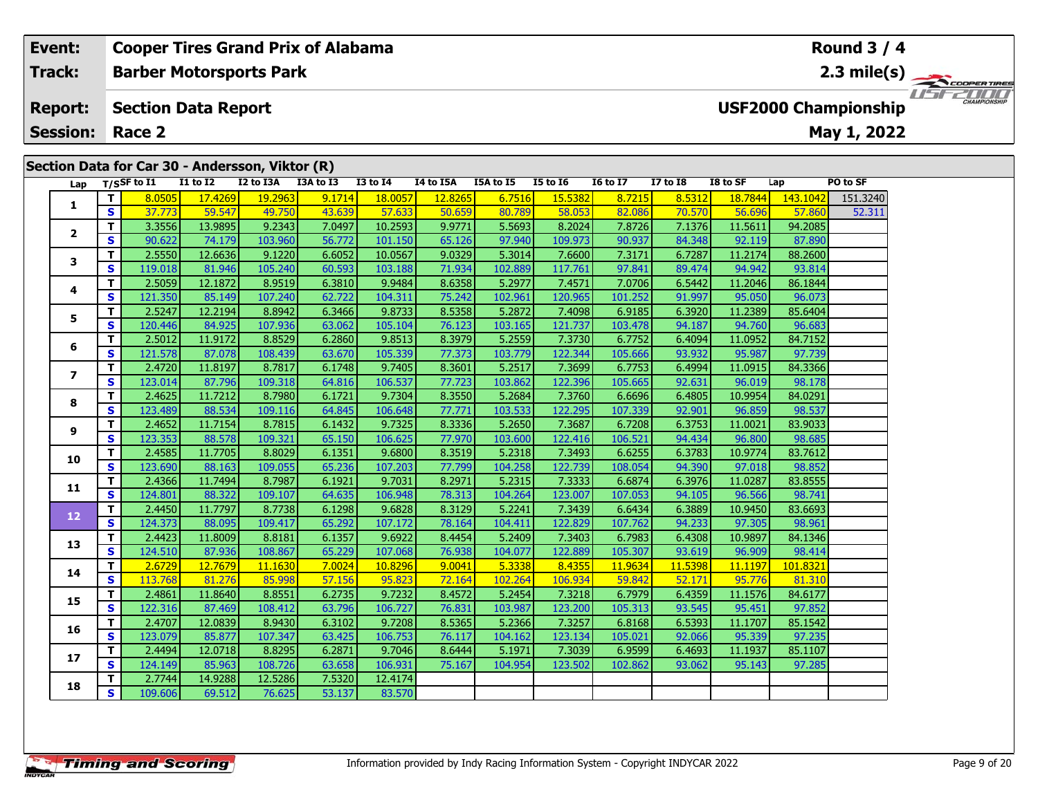| Event: | Cooper Tires Grand Prix of Alabama | Round 3 / 4 |
|---|---|---|
| Track: | Barber Motorsports Park | 2.3 mile(s) |
| Report: | Section Data Report | USF2000 Championship |
| Session: | Race 2 | May 1, 2022 |

## Section Data for Car 30 - Andersson, Viktor (R)

| Lap | T/S | SF to I1 | I1 to I2 | I2 to I3A | I3A to I3 | I3 to I4 | I4 to I5A | I5A to I5 | I5 to I6 | I6 to I7 | I7 to I8 | I8 to SF | Lap | PO to SF |
|---|---|---|---|---|---|---|---|---|---|---|---|---|---|---|
| 1 | T | 8.0505 | 17.4269 | 19.2963 | 9.1714 | 18.0057 | 12.8265 | 6.7516 | 15.5382 | 8.7215 | 8.5312 | 18.7844 | 143.1042 | 151.3240 |
| | S | 37.773 | 59.547 | 49.750 | 43.639 | 57.633 | 50.659 | 80.789 | 58.053 | 82.086 | 70.570 | 56.696 | 57.860 | 52.311 |
| 2 | T | 3.3556 | 13.9895 | 9.2343 | 7.0497 | 10.2593 | 9.9771 | 5.5693 | 8.2024 | 7.8726 | 7.1376 | 11.5611 | 94.2085 | |
| | S | 90.622 | 74.179 | 103.960 | 56.772 | 101.150 | 65.126 | 97.940 | 109.973 | 90.937 | 84.348 | 92.119 | 87.890 | |
| 3 | T | 2.5550 | 12.6636 | 9.1220 | 6.6052 | 10.0567 | 9.0329 | 5.3014 | 7.6600 | 7.3171 | 6.7287 | 11.2174 | 88.2600 | |
| | S | 119.018 | 81.946 | 105.240 | 60.593 | 103.188 | 71.934 | 102.889 | 117.761 | 97.841 | 89.474 | 94.942 | 93.814 | |
| 4 | T | 2.5059 | 12.1872 | 8.9519 | 6.3810 | 9.9484 | 8.6358 | 5.2977 | 7.4571 | 7.0706 | 6.5442 | 11.2046 | 86.1844 | |
| | S | 121.350 | 85.149 | 107.240 | 62.722 | 104.311 | 75.242 | 102.961 | 120.965 | 101.252 | 91.997 | 95.050 | 96.073 | |
| 5 | T | 2.5247 | 12.2194 | 8.8942 | 6.3466 | 9.8733 | 8.5358 | 5.2872 | 7.4098 | 6.9185 | 6.3920 | 11.2389 | 85.6404 | |
| | S | 120.446 | 84.925 | 107.936 | 63.062 | 105.104 | 76.123 | 103.165 | 121.737 | 103.478 | 94.187 | 94.760 | 96.683 | |
| 6 | T | 2.5012 | 11.9172 | 8.8529 | 6.2860 | 9.8513 | 8.3979 | 5.2559 | 7.3730 | 6.7752 | 6.4094 | 11.0952 | 84.7152 | |
| | S | 121.578 | 87.078 | 108.439 | 63.670 | 105.339 | 77.373 | 103.779 | 122.344 | 105.666 | 93.932 | 95.987 | 97.739 | |
| 7 | T | 2.4720 | 11.8197 | 8.7817 | 6.1748 | 9.7405 | 8.3601 | 5.2517 | 7.3699 | 6.7753 | 6.4994 | 11.0915 | 84.3366 | |
| | S | 123.014 | 87.796 | 109.318 | 64.816 | 106.537 | 77.723 | 103.862 | 122.396 | 105.665 | 92.631 | 96.019 | 98.178 | |
| 8 | T | 2.4625 | 11.7212 | 8.7980 | 6.1721 | 9.7304 | 8.3550 | 5.2684 | 7.3760 | 6.6696 | 6.4805 | 10.9954 | 84.0291 | |
| | S | 123.489 | 88.534 | 109.116 | 64.845 | 106.648 | 77.771 | 103.533 | 122.295 | 107.339 | 92.901 | 96.859 | 98.537 | |
| 9 | T | 2.4652 | 11.7154 | 8.7815 | 6.1432 | 9.7325 | 8.3336 | 5.2650 | 7.3687 | 6.7208 | 6.3753 | 11.0021 | 83.9033 | |
| | S | 123.353 | 88.578 | 109.321 | 65.150 | 106.625 | 77.970 | 103.600 | 122.416 | 106.521 | 94.434 | 96.800 | 98.685 | |
| 10 | T | 2.4585 | 11.7705 | 8.8029 | 6.1351 | 9.6800 | 8.3519 | 5.2318 | 7.3493 | 6.6255 | 6.3783 | 10.9774 | 83.7612 | |
| | S | 123.690 | 88.163 | 109.055 | 65.236 | 107.203 | 77.799 | 104.258 | 122.739 | 108.054 | 94.390 | 97.018 | 98.852 | |
| 11 | T | 2.4366 | 11.7494 | 8.7987 | 6.1921 | 9.7031 | 8.2971 | 5.2315 | 7.3333 | 6.6874 | 6.3976 | 11.0287 | 83.8555 | |
| | S | 124.801 | 88.322 | 109.107 | 64.635 | 106.948 | 78.313 | 104.264 | 123.007 | 107.053 | 94.105 | 96.566 | 98.741 | |
| 12 | T | 2.4450 | 11.7797 | 8.7738 | 6.1298 | 9.6828 | 8.3129 | 5.2241 | 7.3439 | 6.6434 | 6.3889 | 10.9450 | 83.6693 | |
| | S | 124.373 | 88.095 | 109.417 | 65.292 | 107.172 | 78.164 | 104.411 | 122.829 | 107.762 | 94.233 | 97.305 | 98.961 | |
| 13 | T | 2.4423 | 11.8009 | 8.8181 | 6.1357 | 9.6922 | 8.4454 | 5.2409 | 7.3403 | 6.7983 | 6.4308 | 10.9897 | 84.1346 | |
| | S | 124.510 | 87.936 | 108.867 | 65.229 | 107.068 | 76.938 | 104.077 | 122.889 | 105.307 | 93.619 | 96.909 | 98.414 | |
| 14 | T | 2.6729 | 12.7679 | 11.1630 | 7.0024 | 10.8296 | 9.0041 | 5.3338 | 8.4355 | 11.9634 | 11.5398 | 11.1197 | 101.8321 | |
| | S | 113.768 | 81.276 | 85.998 | 57.156 | 95.823 | 72.164 | 102.264 | 106.934 | 59.842 | 52.171 | 95.776 | 81.310 | |
| 15 | T | 2.4861 | 11.8640 | 8.8551 | 6.2735 | 9.7232 | 8.4572 | 5.2454 | 7.3218 | 6.7979 | 6.4359 | 11.1576 | 84.6177 | |
| | S | 122.316 | 87.469 | 108.412 | 63.796 | 106.727 | 76.831 | 103.987 | 123.200 | 105.313 | 93.545 | 95.451 | 97.852 | |
| 16 | T | 2.4707 | 12.0839 | 8.9430 | 6.3102 | 9.7208 | 8.5365 | 5.2366 | 7.3257 | 6.8168 | 6.5393 | 11.1707 | 85.1542 | |
| | S | 123.079 | 85.877 | 107.347 | 63.425 | 106.753 | 76.117 | 104.162 | 123.134 | 105.021 | 92.066 | 95.339 | 97.235 | |
| 17 | T | 2.4494 | 12.0718 | 8.8295 | 6.2871 | 9.7046 | 8.6444 | 5.1971 | 7.3039 | 6.9599 | 6.4693 | 11.1937 | 85.1107 | |
| | S | 124.149 | 85.963 | 108.726 | 63.658 | 106.931 | 75.167 | 104.954 | 123.502 | 102.862 | 93.062 | 95.143 | 97.285 | |
| 18 | T | 2.7744 | 14.9288 | 12.5286 | 7.5320 | 12.4174 | | | | | | | | |
| | S | 109.606 | 69.512 | 76.625 | 53.137 | 83.570 | | | | | | | | |

Information provided by Indy Racing Information System - Copyright INDYCAR 2022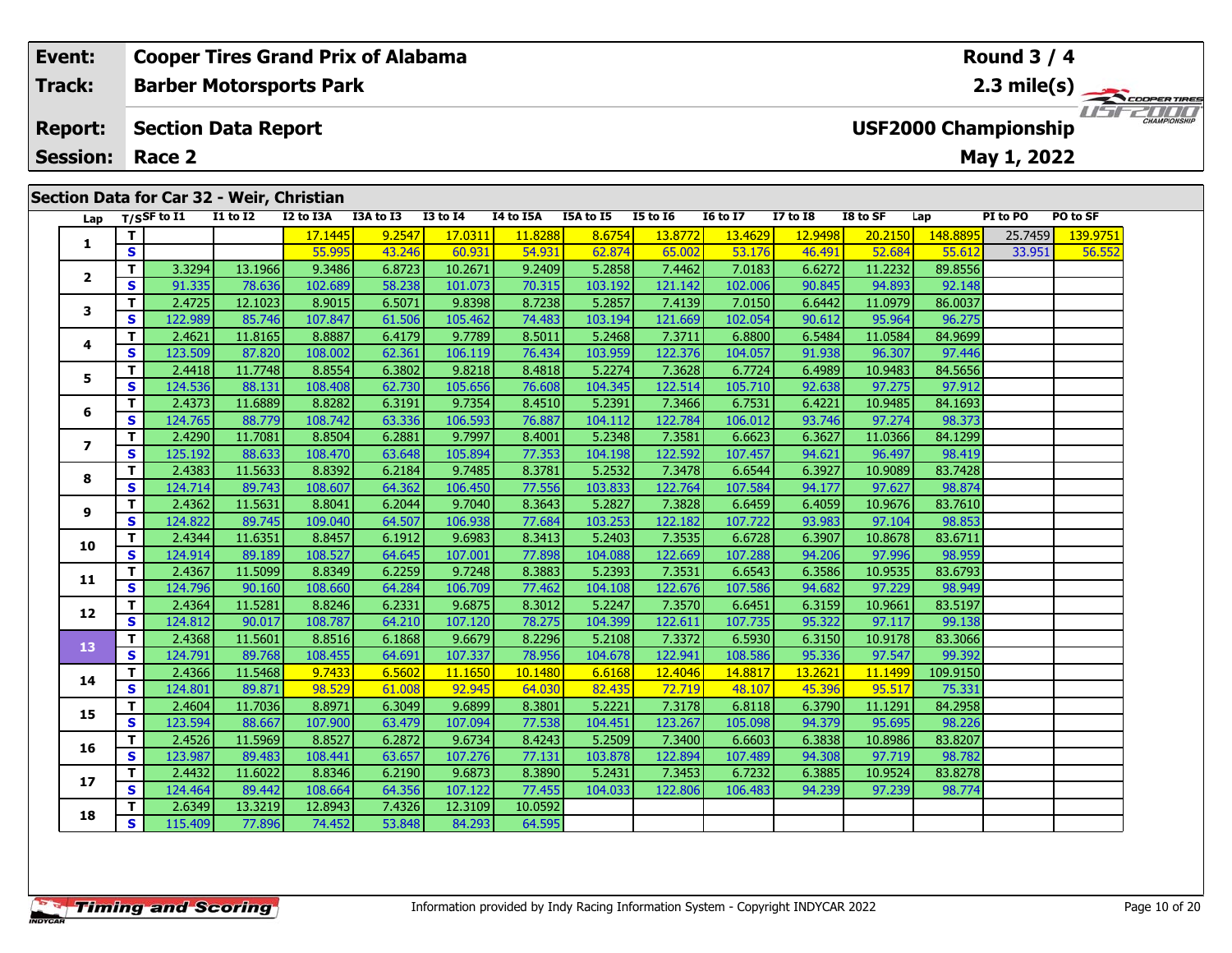| Event: | Cooper Tires Grand Prix of Alabama | Round 3 / 4 |
|---|---|---|
| Track: | Barber Motorsports Park | 2.3 mile(s) |
| Report: | Section Data Report | USF2000 Championship |
| Session: | Race 2 | May 1, 2022 |

## Section Data for Car 32 - Weir, Christian

| Lap | T/S | SF to I1 | I1 to I2 | I2 to I3A | I3A to I3 | I3 to I4 | I4 to I5A | I5A to I5 | I5 to I6 | I6 to I7 | I7 to I8 | I8 to SF | Lap | PI to PO | PO to SF |
|---|---|---|---|---|---|---|---|---|---|---|---|---|---|---|---|
| 1 | T | | | 17.1445 | 9.2547 | 17.0311 | 11.8288 | 8.6754 | 13.8772 | 13.4629 | 12.9498 | 20.2150 | 148.8895 | 25.7459 | 139.9751 |
| | S | | | 55.995 | 43.246 | 60.931 | 54.931 | 62.874 | 65.002 | 53.176 | 46.491 | 52.684 | 55.612 | 33.951 | 56.552 |
| 2 | T | 3.3294 | 13.1966 | 9.3486 | 6.8723 | 10.2671 | 9.2409 | 5.2858 | 7.4462 | 7.0183 | 6.6272 | 11.2232 | 89.8556 | | |
| | S | 91.335 | 78.636 | 102.689 | 58.238 | 101.073 | 70.315 | 103.192 | 121.142 | 102.006 | 90.845 | 94.893 | 92.148 | | |
| 3 | T | 2.4725 | 12.1023 | 8.9015 | 6.5071 | 9.8398 | 8.7238 | 5.2857 | 7.4139 | 7.0150 | 6.6442 | 11.0979 | 86.0037 | | |
| | S | 122.989 | 85.746 | 107.847 | 61.506 | 105.462 | 74.483 | 103.194 | 121.669 | 102.054 | 90.612 | 95.964 | 96.275 | | |
| 4 | T | 2.4621 | 11.8165 | 8.8887 | 6.4179 | 9.7789 | 8.5011 | 5.2468 | 7.3711 | 6.8800 | 6.5484 | 11.0584 | 84.9699 | | |
| | S | 123.509 | 87.820 | 108.002 | 62.361 | 106.119 | 76.434 | 103.959 | 122.376 | 104.057 | 91.938 | 96.307 | 97.446 | | |
| 5 | T | 2.4418 | 11.7748 | 8.8554 | 6.3802 | 9.8218 | 8.4818 | 5.2274 | 7.3628 | 6.7724 | 6.4989 | 10.9483 | 84.5656 | | |
| | S | 124.536 | 88.131 | 108.408 | 62.730 | 105.656 | 76.608 | 104.345 | 122.514 | 105.710 | 92.638 | 97.275 | 97.912 | | |
| 6 | T | 2.4373 | 11.6889 | 8.8282 | 6.3191 | 9.7354 | 8.4510 | 5.2391 | 7.3466 | 6.7531 | 6.4221 | 10.9485 | 84.1693 | | |
| | S | 124.765 | 88.779 | 108.742 | 63.336 | 106.593 | 76.887 | 104.112 | 122.784 | 106.012 | 93.746 | 97.274 | 98.373 | | |
| 7 | T | 2.4290 | 11.7081 | 8.8504 | 6.2881 | 9.7997 | 8.4001 | 5.2348 | 7.3581 | 6.6623 | 6.3627 | 11.0366 | 84.1299 | | |
| | S | 125.192 | 88.633 | 108.470 | 63.648 | 105.894 | 77.353 | 104.198 | 122.592 | 107.457 | 94.621 | 96.497 | 98.419 | | |
| 8 | T | 2.4383 | 11.5633 | 8.8392 | 6.2184 | 9.7485 | 8.3781 | 5.2532 | 7.3478 | 6.6544 | 6.3927 | 10.9089 | 83.7428 | | |
| | S | 124.714 | 89.743 | 108.607 | 64.362 | 106.450 | 77.556 | 103.833 | 122.764 | 107.584 | 94.177 | 97.627 | 98.874 | | |
| 9 | T | 2.4362 | 11.5631 | 8.8041 | 6.2044 | 9.7040 | 8.3643 | 5.2827 | 7.3828 | 6.6459 | 6.4059 | 10.9676 | 83.7610 | | |
| | S | 124.822 | 89.745 | 109.040 | 64.507 | 106.938 | 77.684 | 103.253 | 122.182 | 107.722 | 93.983 | 97.104 | 98.853 | | |
| 10 | T | 2.4344 | 11.6351 | 8.8457 | 6.1912 | 9.6983 | 8.3413 | 5.2403 | 7.3535 | 6.6728 | 6.3907 | 10.8678 | 83.6711 | | |
| | S | 124.914 | 89.189 | 108.527 | 64.645 | 107.001 | 77.898 | 104.088 | 122.669 | 107.288 | 94.206 | 97.996 | 98.959 | | |
| 11 | T | 2.4367 | 11.5099 | 8.8349 | 6.2259 | 9.7248 | 8.3883 | 5.2393 | 7.3531 | 6.6543 | 6.3586 | 10.9535 | 83.6793 | | |
| | S | 124.796 | 90.160 | 108.660 | 64.284 | 106.709 | 77.462 | 104.108 | 122.676 | 107.586 | 94.682 | 97.229 | 98.949 | | |
| 12 | T | 2.4364 | 11.5281 | 8.8246 | 6.2331 | 9.6875 | 8.3012 | 5.2247 | 7.3570 | 6.6451 | 6.3159 | 10.9661 | 83.5197 | | |
| | S | 124.812 | 90.017 | 108.787 | 64.210 | 107.120 | 78.275 | 104.399 | 122.611 | 107.735 | 95.322 | 97.117 | 99.138 | | |
| 13 | T | 2.4368 | 11.5601 | 8.8516 | 6.1868 | 9.6679 | 8.2296 | 5.2108 | 7.3372 | 6.5930 | 6.3150 | 10.9178 | 83.3066 | | |
| | S | 124.791 | 89.768 | 108.455 | 64.691 | 107.337 | 78.956 | 104.678 | 122.941 | 108.586 | 95.336 | 97.547 | 99.392 | | |
| 14 | T | 2.4366 | 11.5468 | 9.7433 | 6.5602 | 11.1650 | 10.1480 | 6.6168 | 12.4046 | 14.8817 | 13.2621 | 11.1499 | 109.9150 | | |
| | S | 124.801 | 89.871 | 98.529 | 61.008 | 92.945 | 64.030 | 82.435 | 72.719 | 48.107 | 45.396 | 95.517 | 75.331 | | |
| 15 | T | 2.4604 | 11.7036 | 8.8971 | 6.3049 | 9.6899 | 8.3801 | 5.2221 | 7.3178 | 6.8118 | 6.3790 | 11.1291 | 84.2958 | | |
| | S | 123.594 | 88.667 | 107.900 | 63.479 | 107.094 | 77.538 | 104.451 | 123.267 | 105.098 | 94.379 | 95.695 | 98.226 | | |
| 16 | T | 2.4526 | 11.5969 | 8.8527 | 6.2872 | 9.6734 | 8.4243 | 5.2509 | 7.3400 | 6.6603 | 6.3838 | 10.8986 | 83.8207 | | |
| | S | 123.987 | 89.483 | 108.441 | 63.657 | 107.276 | 77.131 | 103.878 | 122.894 | 107.489 | 94.308 | 97.719 | 98.782 | | |
| 17 | T | 2.4432 | 11.6022 | 8.8346 | 6.2190 | 9.6873 | 8.3890 | 5.2431 | 7.3453 | 6.7232 | 6.3885 | 10.9524 | 83.8278 | | |
| | S | 124.464 | 89.442 | 108.664 | 64.356 | 107.122 | 77.455 | 104.033 | 122.806 | 106.483 | 94.239 | 97.239 | 98.774 | | |
| 18 | T | 2.6349 | 13.3219 | 12.8943 | 7.4326 | 12.3109 | 10.0592 | | | | | | | | |
| | S | 115.409 | 77.896 | 74.452 | 53.848 | 84.293 | 64.595 | | | | | | | | |

Information provided by Indy Racing Information System - Copyright INDYCAR 2022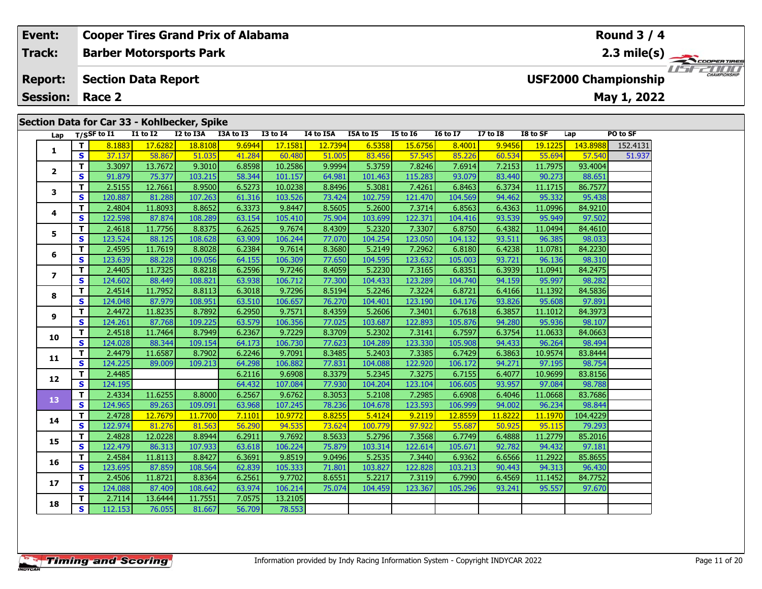| Event: | Cooper Tires Grand Prix of Alabama | Round 3 / 4 |
|---|---|---|
| Track: | Barber Motorsports Park | 2.3 mile(s) |
| Report: | Section Data Report | USF2000 Championship |
| Session: | Race 2 | May 1, 2022 |

## Section Data for Car 33 - Kohlbecker, Spike

| Lap | T/S | SF to I1 | I1 to I2 | I2 to I3A | I3A to I3 | I3 to I4 | I4 to I5A | I5A to I5 | I5 to I6 | I6 to I7 | I7 to I8 | I8 to SF | Lap | PO to SF |
|---|---|---|---|---|---|---|---|---|---|---|---|---|---|---|
| 1 | T | 8.1883 | 17.6282 | 18.8108 | 9.6944 | 17.1581 | 12.7394 | 6.5358 | 15.6756 | 8.4001 | 9.9456 | 19.1225 | 143.8988 | 152.4131 |
| | S | 37.137 | 58.867 | 51.035 | 41.284 | 60.480 | 51.005 | 83.456 | 57.545 | 85.226 | 60.534 | 55.694 | 57.540 | 51.937 |
| 2 | T | 3.3097 | 13.7672 | 9.3010 | 6.8598 | 10.2586 | 9.9994 | 5.3759 | 7.8246 | 7.6914 | 7.2153 | 11.7975 | 93.4004 | |
| | S | 91.879 | 75.377 | 103.215 | 58.344 | 101.157 | 64.981 | 101.463 | 115.283 | 93.079 | 83.440 | 90.273 | 88.651 | |
| 3 | T | 2.5155 | 12.7661 | 8.9500 | 6.5273 | 10.0238 | 8.8496 | 5.3081 | 7.4261 | 6.8463 | 6.3734 | 11.1715 | 86.7577 | |
| | S | 120.887 | 81.288 | 107.263 | 61.316 | 103.526 | 73.424 | 102.759 | 121.470 | 104.569 | 94.462 | 95.332 | 95.438 | |
| 4 | T | 2.4804 | 11.8093 | 8.8652 | 6.3373 | 9.8447 | 8.5605 | 5.2600 | 7.3714 | 6.8563 | 6.4363 | 11.0996 | 84.9210 | |
| | S | 122.598 | 87.874 | 108.289 | 63.154 | 105.410 | 75.904 | 103.699 | 122.371 | 104.416 | 93.539 | 95.949 | 97.502 | |
| 5 | T | 2.4618 | 11.7756 | 8.8375 | 6.2625 | 9.7674 | 8.4309 | 5.2320 | 7.3307 | 6.8750 | 6.4382 | 11.0494 | 84.4610 | |
| | S | 123.524 | 88.125 | 108.628 | 63.909 | 106.244 | 77.070 | 104.254 | 123.050 | 104.132 | 93.511 | 96.385 | 98.033 | |
| 6 | T | 2.4595 | 11.7619 | 8.8028 | 6.2384 | 9.7614 | 8.3680 | 5.2149 | 7.2962 | 6.8180 | 6.4238 | 11.0781 | 84.2230 | |
| | S | 123.639 | 88.228 | 109.056 | 64.155 | 106.309 | 77.650 | 104.595 | 123.632 | 105.003 | 93.721 | 96.136 | 98.310 | |
| 7 | T | 2.4405 | 11.7325 | 8.8218 | 6.2596 | 9.7246 | 8.4059 | 5.2230 | 7.3165 | 6.8351 | 6.3939 | 11.0941 | 84.2475 | |
| | S | 124.602 | 88.449 | 108.821 | 63.938 | 106.712 | 77.300 | 104.433 | 123.289 | 104.740 | 94.159 | 95.997 | 98.282 | |
| 8 | T | 2.4514 | 11.7952 | 8.8113 | 6.3018 | 9.7296 | 8.5194 | 5.2246 | 7.3224 | 6.8721 | 6.4166 | 11.1392 | 84.5836 | |
| | S | 124.048 | 87.979 | 108.951 | 63.510 | 106.657 | 76.270 | 104.401 | 123.190 | 104.176 | 93.826 | 95.608 | 97.891 | |
| 9 | T | 2.4472 | 11.8235 | 8.7892 | 6.2950 | 9.7571 | 8.4359 | 5.2606 | 7.3401 | 6.7618 | 6.3857 | 11.1012 | 84.3973 | |
| | S | 124.261 | 87.768 | 109.225 | 63.579 | 106.356 | 77.025 | 103.687 | 122.893 | 105.876 | 94.280 | 95.936 | 98.107 | |
| 10 | T | 2.4518 | 11.7464 | 8.7949 | 6.2367 | 9.7229 | 8.3709 | 5.2302 | 7.3141 | 6.7597 | 6.3754 | 11.0633 | 84.0663 | |
| | S | 124.028 | 88.344 | 109.154 | 64.173 | 106.730 | 77.623 | 104.289 | 123.330 | 105.908 | 94.433 | 96.264 | 98.494 | |
| 11 | T | 2.4479 | 11.6587 | 8.7902 | 6.2246 | 9.7091 | 8.3485 | 5.2403 | 7.3385 | 6.7429 | 6.3863 | 10.9574 | 83.8444 | |
| | S | 124.225 | 89.009 | 109.213 | 64.298 | 106.882 | 77.831 | 104.088 | 122.920 | 106.172 | 94.271 | 97.195 | 98.754 | |
| 12 | T | 2.4485 | | | 6.2116 | 9.6908 | 8.3379 | 5.2345 | 7.3275 | 6.7155 | 6.4077 | 10.9699 | 83.8156 | |
| | S | 124.195 | | | 64.432 | 107.084 | 77.930 | 104.204 | 123.104 | 106.605 | 93.957 | 97.084 | 98.788 | |
| 13 | T | 2.4334 | 11.6255 | 8.8000 | 6.2567 | 9.6762 | 8.3053 | 5.2108 | 7.2985 | 6.6908 | 6.4046 | 11.0668 | 83.7686 | |
| | S | 124.965 | 89.263 | 109.091 | 63.968 | 107.245 | 78.236 | 104.678 | 123.593 | 106.999 | 94.002 | 96.234 | 98.844 | |
| 14 | T | 2.4728 | 12.7679 | 11.7700 | 7.1101 | 10.9772 | 8.8255 | 5.4124 | 9.2119 | 12.8559 | 11.8222 | 11.1970 | 104.4229 | |
| | S | 122.974 | 81.276 | 81.563 | 56.290 | 94.535 | 73.624 | 100.779 | 97.922 | 55.687 | 50.925 | 95.115 | 79.293 | |
| 15 | T | 2.4828 | 12.0228 | 8.8944 | 6.2911 | 9.7692 | 8.5633 | 5.2796 | 7.3568 | 6.7749 | 6.4888 | 11.2779 | 85.2016 | |
| | S | 122.479 | 86.313 | 107.933 | 63.618 | 106.224 | 75.879 | 103.314 | 122.614 | 105.671 | 92.782 | 94.432 | 97.181 | |
| 16 | T | 2.4584 | 11.8113 | 8.8427 | 6.3691 | 9.8519 | 9.0496 | 5.2535 | 7.3440 | 6.9362 | 6.6566 | 11.2922 | 85.8655 | |
| | S | 123.695 | 87.859 | 108.564 | 62.839 | 105.333 | 71.801 | 103.827 | 122.828 | 103.213 | 90.443 | 94.313 | 96.430 | |
| 17 | T | 2.4506 | 11.8721 | 8.8364 | 6.2561 | 9.7702 | 8.6551 | 5.2217 | 7.3119 | 6.7990 | 6.4569 | 11.1452 | 84.7752 | |
| | S | 124.088 | 87.409 | 108.642 | 63.974 | 106.214 | 75.074 | 104.459 | 123.367 | 105.296 | 93.241 | 95.557 | 97.670 | |
| 18 | T | 2.7114 | 13.6444 | 11.7551 | 7.0575 | 13.2105 | | | | | | | | |
| | S | 112.153 | 76.055 | 81.667 | 56.709 | 78.553 | | | | | | | | |

Information provided by Indy Racing Information System - Copyright INDYCAR 2022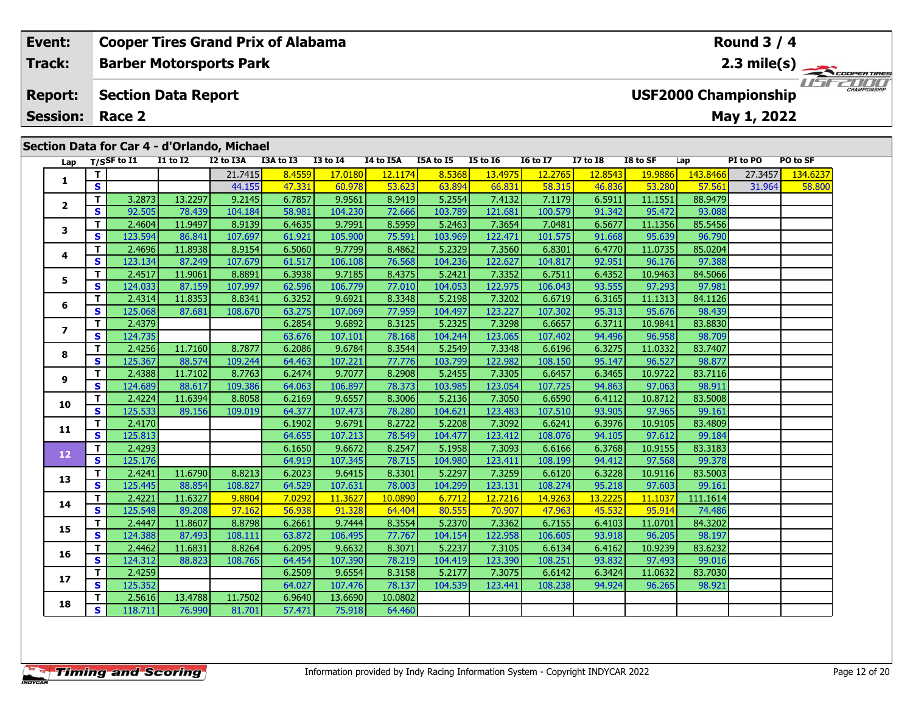| Event: | Cooper Tires Grand Prix of Alabama | Round 3 / 4 |
|---|---|---|
| Track: | Barber Motorsports Park | 2.3 mile(s) |
| Report: | Section Data Report | USF2000 Championship |
| Session: | Race 2 | May 1, 2022 |

## Section Data for Car 4 - d'Orlando, Michael

| Lap | T/S | SF to I1 | I1 to I2 | I2 to I3A | I3A to I3 | I3 to I4 | I4 to I5A | I5A to I5 | I5 to I6 | I6 to I7 | I7 to I8 | I8 to SF | Lap | PI to PO | PO to SF |
|---|---|---|---|---|---|---|---|---|---|---|---|---|---|---|---|
| 1 | T | | | 21.7415 | 8.4559 | 17.0180 | 12.1174 | 8.5368 | 13.4975 | 12.2765 | 12.8543 | 19.9886 | 143.8466 | 27.3457 | 134.6237 |
| | S | | | 44.155 | 47.331 | 60.978 | 53.623 | 63.894 | 66.831 | 58.315 | 46.836 | 53.280 | 57.561 | 31.964 | 58.800 |
| 2 | T | 3.2873 | 13.2297 | 9.2145 | 6.7857 | 9.9561 | 8.9419 | 5.2554 | 7.4132 | 7.1179 | 6.5911 | 11.1551 | 88.9479 | | |
| | S | 92.505 | 78.439 | 104.184 | 58.981 | 104.230 | 72.666 | 103.789 | 121.681 | 100.579 | 91.342 | 95.472 | 93.088 | | |
| 3 | T | 2.4604 | 11.9497 | 8.9139 | 6.4635 | 9.7991 | 8.5959 | 5.2463 | 7.3654 | 7.0481 | 6.5677 | 11.1356 | 85.5456 | | |
| | S | 123.594 | 86.841 | 107.697 | 61.921 | 105.900 | 75.591 | 103.969 | 122.471 | 101.575 | 91.668 | 95.639 | 96.790 | | |
| 4 | T | 2.4696 | 11.8938 | 8.9154 | 6.5060 | 9.7799 | 8.4862 | 5.2329 | 7.3560 | 6.8301 | 6.4770 | 11.0735 | 85.0204 | | |
| | S | 123.134 | 87.249 | 107.679 | 61.517 | 106.108 | 76.568 | 104.236 | 122.627 | 104.817 | 92.951 | 96.176 | 97.388 | | |
| 5 | T | 2.4517 | 11.9061 | 8.8891 | 6.3938 | 9.7185 | 8.4375 | 5.2421 | 7.3352 | 6.7511 | 6.4352 | 10.9463 | 84.5066 | | |
| | S | 124.033 | 87.159 | 107.997 | 62.596 | 106.779 | 77.010 | 104.053 | 122.975 | 106.043 | 93.555 | 97.293 | 97.981 | | |
| 6 | T | 2.4314 | 11.8353 | 8.8341 | 6.3252 | 9.6921 | 8.3348 | 5.2198 | 7.3202 | 6.6719 | 6.3165 | 11.1313 | 84.1126 | | |
| | S | 125.068 | 87.681 | 108.670 | 63.275 | 107.069 | 77.959 | 104.497 | 123.227 | 107.302 | 95.313 | 95.676 | 98.439 | | |
| 7 | T | 2.4379 | | | 6.2854 | 9.6892 | 8.3125 | 5.2325 | 7.3298 | 6.6657 | 6.3711 | 10.9841 | 83.8830 | | |
| | S | 124.735 | | | 63.676 | 107.101 | 78.168 | 104.244 | 123.065 | 107.402 | 94.496 | 96.958 | 98.709 | | |
| 8 | T | 2.4256 | 11.7160 | 8.7877 | 6.2086 | 9.6784 | 8.3544 | 5.2549 | 7.3348 | 6.6196 | 6.3275 | 11.0332 | 83.7407 | | |
| | S | 125.367 | 88.574 | 109.244 | 64.463 | 107.221 | 77.776 | 103.799 | 122.982 | 108.150 | 95.147 | 96.527 | 98.877 | | |
| 9 | T | 2.4388 | 11.7102 | 8.7763 | 6.2474 | 9.7077 | 8.2908 | 5.2455 | 7.3305 | 6.6457 | 6.3465 | 10.9722 | 83.7116 | | |
| | S | 124.689 | 88.617 | 109.386 | 64.063 | 106.897 | 78.373 | 103.985 | 123.054 | 107.725 | 94.863 | 97.063 | 98.911 | | |
| 10 | T | 2.4224 | 11.6394 | 8.8058 | 6.2169 | 9.6557 | 8.3006 | 5.2136 | 7.3050 | 6.6590 | 6.4112 | 10.8712 | 83.5008 | | |
| | S | 125.533 | 89.156 | 109.019 | 64.377 | 107.473 | 78.280 | 104.621 | 123.483 | 107.510 | 93.905 | 97.965 | 99.161 | | |
| 11 | T | 2.4170 | | | 6.1902 | 9.6791 | 8.2722 | 5.2208 | 7.3092 | 6.6241 | 6.3976 | 10.9105 | 83.4809 | | |
| | S | 125.813 | | | 64.655 | 107.213 | 78.549 | 104.477 | 123.412 | 108.076 | 94.105 | 97.612 | 99.184 | | |
| 12 | T | 2.4293 | | | 6.1650 | 9.6672 | 8.2547 | 5.1958 | 7.3093 | 6.6166 | 6.3768 | 10.9155 | 83.3183 | | |
| | S | 125.176 | | | 64.919 | 107.345 | 78.715 | 104.980 | 123.411 | 108.199 | 94.412 | 97.568 | 99.378 | | |
| 13 | T | 2.4241 | 11.6790 | 8.8213 | 6.2023 | 9.6415 | 8.3301 | 5.2297 | 7.3259 | 6.6120 | 6.3228 | 10.9116 | 83.5003 | | |
| | S | 125.445 | 88.854 | 108.827 | 64.529 | 107.631 | 78.003 | 104.299 | 123.131 | 108.274 | 95.218 | 97.603 | 99.161 | | |
| 14 | T | 2.4221 | 11.6327 | 9.8804 | 7.0292 | 11.3627 | 10.0890 | 6.7712 | 12.7216 | 14.9263 | 13.2225 | 11.1037 | 111.1614 | | |
| | S | 125.548 | 89.208 | 97.162 | 56.938 | 91.328 | 64.404 | 80.555 | 70.907 | 47.963 | 45.532 | 95.914 | 74.486 | | |
| 15 | T | 2.4447 | 11.8607 | 8.8798 | 6.2661 | 9.7444 | 8.3554 | 5.2370 | 7.3362 | 6.7155 | 6.4103 | 11.0701 | 84.3202 | | |
| | S | 124.388 | 87.493 | 108.111 | 63.872 | 106.495 | 77.767 | 104.154 | 122.958 | 106.605 | 93.918 | 96.205 | 98.197 | | |
| 16 | T | 2.4462 | 11.6831 | 8.8264 | 6.2095 | 9.6632 | 8.3071 | 5.2237 | 7.3105 | 6.6134 | 6.4162 | 10.9239 | 83.6232 | | |
| | S | 124.312 | 88.823 | 108.765 | 64.454 | 107.390 | 78.219 | 104.419 | 123.390 | 108.251 | 93.832 | 97.493 | 99.016 | | |
| 17 | T | 2.4259 | | | 6.2509 | 9.6554 | 8.3158 | 5.2177 | 7.3075 | 6.6142 | 6.3424 | 11.0632 | 83.7030 | | |
| | S | 125.352 | | | 64.027 | 107.476 | 78.137 | 104.539 | 123.441 | 108.238 | 94.924 | 96.265 | 98.921 | | |
| 18 | T | 2.5616 | 13.4788 | 11.7502 | 6.9640 | 13.6690 | 10.0802 | | | | | | | | |
| | S | 118.711 | 76.990 | 81.701 | 57.471 | 75.918 | 64.460 | | | | | | | | |

Information provided by Indy Racing Information System - Copyright INDYCAR 2022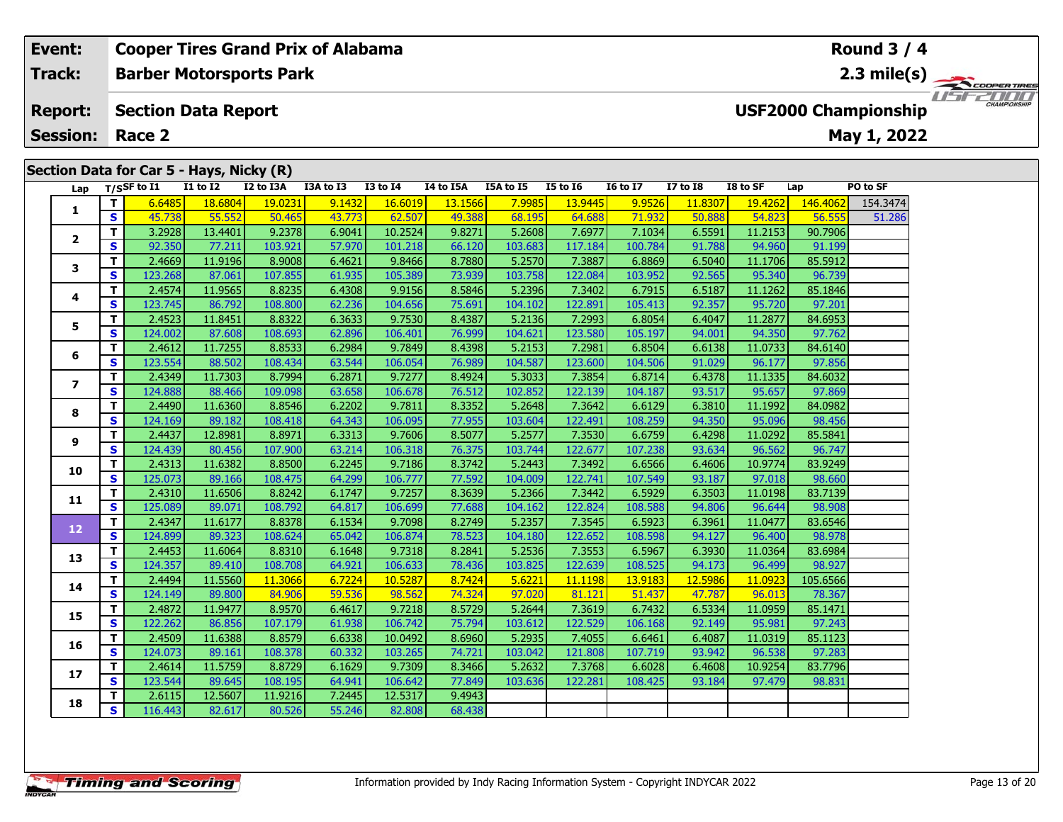| Event: | Cooper Tires Grand Prix of Alabama | Round 3 / 4 |
|---|---|---|
| Track: | Barber Motorsports Park | 2.3 mile(s) |
| Report: | Section Data Report | USF2000 Championship |
| Session: | Race 2 | May 1, 2022 |

## Section Data for Car 5 - Hays, Nicky (R)

| Lap | T/S | SF to I1 | I1 to I2 | I2 to I3A | I3A to I3 | I3 to I4 | I4 to I5A | I5A to I5 | I5 to I6 | I6 to I7 | I7 to I8 | I8 to SF | Lap | PO to SF |
|---|---|---|---|---|---|---|---|---|---|---|---|---|---|---|
| 1 | T | 6.6485 | 18.6804 | 19.0231 | 9.1432 | 16.6019 | 13.1566 | 7.9985 | 13.9445 | 9.9526 | 11.8307 | 19.4262 | 146.4062 | 154.3474 |
| | S | 45.738 | 55.552 | 50.465 | 43.773 | 62.507 | 49.388 | 68.195 | 64.688 | 71.932 | 50.888 | 54.823 | 56.555 | 51.286 |
| 2 | T | 3.2928 | 13.4401 | 9.2378 | 6.9041 | 10.2524 | 9.8271 | 5.2608 | 7.6977 | 7.1034 | 6.5591 | 11.2153 | 90.7906 | |
| | S | 92.350 | 77.211 | 103.921 | 57.970 | 101.218 | 66.120 | 103.683 | 117.184 | 100.784 | 91.788 | 94.960 | 91.199 | |
| 3 | T | 2.4669 | 11.9196 | 8.9008 | 6.4621 | 9.8466 | 8.7880 | 5.2570 | 7.3887 | 6.8869 | 6.5040 | 11.1706 | 85.5912 | |
| | S | 123.268 | 87.061 | 107.855 | 61.935 | 105.389 | 73.939 | 103.758 | 122.084 | 103.952 | 92.565 | 95.340 | 96.739 | |
| 4 | T | 2.4574 | 11.9565 | 8.8235 | 6.4308 | 9.9156 | 8.5846 | 5.2396 | 7.3402 | 6.7915 | 6.5187 | 11.1262 | 85.1846 | |
| | S | 123.745 | 86.792 | 108.800 | 62.236 | 104.656 | 75.691 | 104.102 | 122.891 | 105.413 | 92.357 | 95.720 | 97.201 | |
| 5 | T | 2.4523 | 11.8451 | 8.8322 | 6.3633 | 9.7530 | 8.4387 | 5.2136 | 7.2993 | 6.8054 | 6.4047 | 11.2877 | 84.6953 | |
| | S | 124.002 | 87.608 | 108.693 | 62.896 | 106.401 | 76.999 | 104.621 | 123.580 | 105.197 | 94.001 | 94.350 | 97.762 | |
| 6 | T | 2.4612 | 11.7255 | 8.8533 | 6.2984 | 9.7849 | 8.4398 | 5.2153 | 7.2981 | 6.8504 | 6.6138 | 11.0733 | 84.6140 | |
| | S | 123.554 | 88.502 | 108.434 | 63.544 | 106.054 | 76.989 | 104.587 | 123.600 | 104.506 | 91.029 | 96.177 | 97.856 | |
| 7 | T | 2.4349 | 11.7303 | 8.7994 | 6.2871 | 9.7277 | 8.4924 | 5.3033 | 7.3854 | 6.8714 | 6.4378 | 11.1335 | 84.6032 | |
| | S | 124.888 | 88.466 | 109.098 | 63.658 | 106.678 | 76.512 | 102.852 | 122.139 | 104.187 | 93.517 | 95.657 | 97.869 | |
| 8 | T | 2.4490 | 11.6360 | 8.8546 | 6.2202 | 9.7811 | 8.3352 | 5.2648 | 7.3642 | 6.6129 | 6.3810 | 11.1992 | 84.0982 | |
| | S | 124.169 | 89.182 | 108.418 | 64.343 | 106.095 | 77.955 | 103.604 | 122.491 | 108.259 | 94.350 | 95.096 | 98.456 | |
| 9 | T | 2.4437 | 12.8981 | 8.8971 | 6.3313 | 9.7606 | 8.5077 | 5.2577 | 7.3530 | 6.6759 | 6.4298 | 11.0292 | 85.5841 | |
| | S | 124.439 | 80.456 | 107.900 | 63.214 | 106.318 | 76.375 | 103.744 | 122.677 | 107.238 | 93.634 | 96.562 | 96.747 | |
| 10 | T | 2.4313 | 11.6382 | 8.8500 | 6.2245 | 9.7186 | 8.3742 | 5.2443 | 7.3492 | 6.6566 | 6.4606 | 10.9774 | 83.9249 | |
| | S | 125.073 | 89.166 | 108.475 | 64.299 | 106.777 | 77.592 | 104.009 | 122.741 | 107.549 | 93.187 | 97.018 | 98.660 | |
| 11 | T | 2.4310 | 11.6506 | 8.8242 | 6.1747 | 9.7257 | 8.3639 | 5.2366 | 7.3442 | 6.5929 | 6.3503 | 11.0198 | 83.7139 | |
| | S | 125.089 | 89.071 | 108.792 | 64.817 | 106.699 | 77.688 | 104.162 | 122.824 | 108.588 | 94.806 | 96.644 | 98.908 | |
| 12 | T | 2.4347 | 11.6177 | 8.8378 | 6.1534 | 9.7098 | 8.2749 | 5.2357 | 7.3545 | 6.5923 | 6.3961 | 11.0477 | 83.6546 | |
| | S | 124.899 | 89.323 | 108.624 | 65.042 | 106.874 | 78.523 | 104.180 | 122.652 | 108.598 | 94.127 | 96.400 | 98.978 | |
| 13 | T | 2.4453 | 11.6064 | 8.8310 | 6.1648 | 9.7318 | 8.2841 | 5.2536 | 7.3553 | 6.5967 | 6.3930 | 11.0364 | 83.6984 | |
| | S | 124.357 | 89.410 | 108.708 | 64.921 | 106.633 | 78.436 | 103.825 | 122.639 | 108.525 | 94.173 | 96.499 | 98.927 | |
| 14 | T | 2.4494 | 11.5560 | 11.3066 | 6.7224 | 10.5287 | 8.7424 | 5.6221 | 11.1198 | 13.9183 | 12.5986 | 11.0923 | 105.6566 | |
| | S | 124.149 | 89.800 | 84.906 | 59.536 | 98.562 | 74.324 | 97.020 | 81.121 | 51.437 | 47.787 | 96.013 | 78.367 | |
| 15 | T | 2.4872 | 11.9477 | 8.9570 | 6.4617 | 9.7218 | 8.5729 | 5.2644 | 7.3619 | 6.7432 | 6.5334 | 11.0959 | 85.1471 | |
| | S | 122.262 | 86.856 | 107.179 | 61.938 | 106.742 | 75.794 | 103.612 | 122.529 | 106.168 | 92.149 | 95.981 | 97.243 | |
| 16 | T | 2.4509 | 11.6388 | 8.8579 | 6.6338 | 10.0492 | 8.6960 | 5.2935 | 7.4055 | 6.6461 | 6.4087 | 11.0319 | 85.1123 | |
| | S | 124.073 | 89.161 | 108.378 | 60.332 | 103.265 | 74.721 | 103.042 | 121.808 | 107.719 | 93.942 | 96.538 | 97.283 | |
| 17 | T | 2.4614 | 11.5759 | 8.8729 | 6.1629 | 9.7309 | 8.3466 | 5.2632 | 7.3768 | 6.6028 | 6.4608 | 10.9254 | 83.7796 | |
| | S | 123.544 | 89.645 | 108.195 | 64.941 | 106.642 | 77.849 | 103.636 | 122.281 | 108.425 | 93.184 | 97.479 | 98.831 | |
| 18 | T | 2.6115 | 12.5607 | 11.9216 | 7.2445 | 12.5317 | 9.4943 | | | | | | | |
| | S | 116.443 | 82.617 | 80.526 | 55.246 | 82.808 | 68.438 | | | | | | | |

Information provided by Indy Racing Information System - Copyright INDYCAR 2022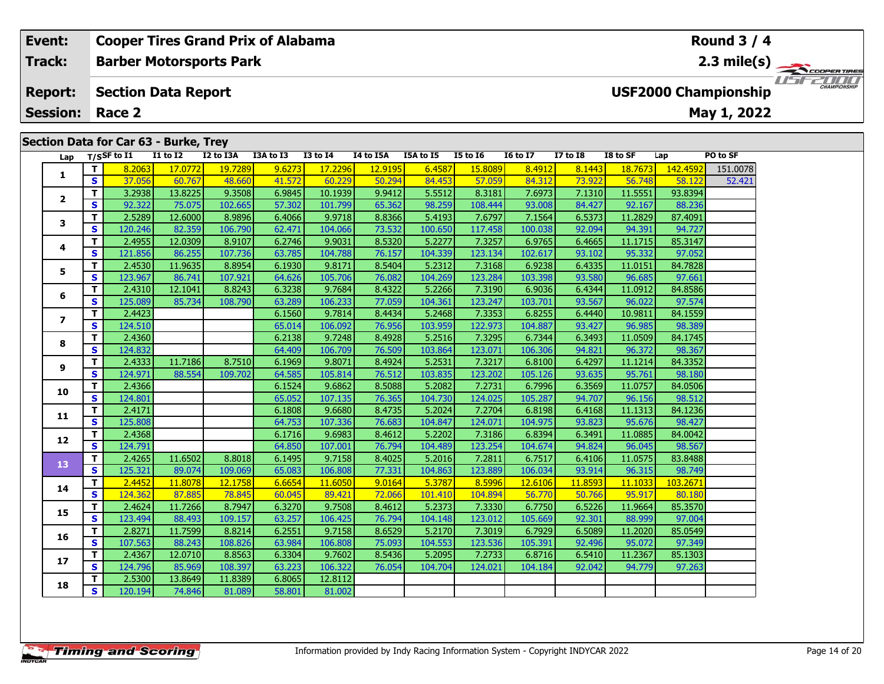| Event: | Cooper Tires Grand Prix of Alabama | Round 3 / 4 |
|---|---|---|
| Track: | Barber Motorsports Park | 2.3 mile(s) |
| Report: | Section Data Report | USF2000 Championship |
| Session: | Race 2 | May 1, 2022 |

## Section Data for Car 63 - Burke, Trey

| Lap | T/S | SF to I1 | I1 to I2 | I2 to I3A | I3A to I3 | I3 to I4 | I4 to I5A | I5A to I5 | I5 to I6 | I6 to I7 | I7 to I8 | I8 to SF | Lap | PO to SF |
|---|---|---|---|---|---|---|---|---|---|---|---|---|---|---|
| 1 | T | 8.2063 | 17.0772 | 19.7289 | 9.6273 | 17.2296 | 12.9195 | 6.4587 | 15.8089 | 8.4912 | 8.1443 | 18.7673 | 142.4592 | 151.0078 |
| | S | 37.056 | 60.767 | 48.660 | 41.572 | 60.229 | 50.294 | 84.453 | 57.059 | 84.312 | 73.922 | 56.748 | 58.122 | 52.421 |
| 2 | T | 3.2938 | 13.8225 | 9.3508 | 6.9845 | 10.1939 | 9.9412 | 5.5512 | 8.3181 | 7.6973 | 7.1310 | 11.5551 | 93.8394 | |
| | S | 92.322 | 75.075 | 102.665 | 57.302 | 101.799 | 65.362 | 98.259 | 108.444 | 93.008 | 84.427 | 92.167 | 88.236 | |
| 3 | T | 2.5289 | 12.6000 | 8.9896 | 6.4066 | 9.9718 | 8.8366 | 5.4193 | 7.6797 | 7.1564 | 6.5373 | 11.2829 | 87.4091 | |
| | S | 120.246 | 82.359 | 106.790 | 62.471 | 104.066 | 73.532 | 100.650 | 117.458 | 100.038 | 92.094 | 94.391 | 94.727 | |
| 4 | T | 2.4955 | 12.0309 | 8.9107 | 6.2746 | 9.9031 | 8.5320 | 5.2277 | 7.3257 | 6.9765 | 6.4665 | 11.1715 | 85.3147 | |
| | S | 121.856 | 86.255 | 107.736 | 63.785 | 104.788 | 76.157 | 104.339 | 123.134 | 102.617 | 93.102 | 95.332 | 97.052 | |
| 5 | T | 2.4530 | 11.9635 | 8.8954 | 6.1930 | 9.8171 | 8.5404 | 5.2312 | 7.3168 | 6.9238 | 6.4335 | 11.0151 | 84.7828 | |
| | S | 123.967 | 86.741 | 107.921 | 64.626 | 105.706 | 76.082 | 104.269 | 123.284 | 103.398 | 93.580 | 96.685 | 97.661 | |
| 6 | T | 2.4310 | 12.1041 | 8.8243 | 6.3238 | 9.7684 | 8.4322 | 5.2266 | 7.3190 | 6.9036 | 6.4344 | 11.0912 | 84.8586 | |
| | S | 125.089 | 85.734 | 108.790 | 63.289 | 106.233 | 77.059 | 104.361 | 123.247 | 103.701 | 93.567 | 96.022 | 97.574 | |
| 7 | T | 2.4423 | | | 6.1560 | 9.7814 | 8.4434 | 5.2468 | 7.3353 | 6.8255 | 6.4440 | 10.9811 | 84.1559 | |
| | S | 124.510 | | | 65.014 | 106.092 | 76.956 | 103.959 | 122.973 | 104.887 | 93.427 | 96.985 | 98.389 | |
| 8 | T | 2.4360 | | | 6.2138 | 9.7248 | 8.4928 | 5.2516 | 7.3295 | 6.7344 | 6.3493 | 11.0509 | 84.1745 | |
| | S | 124.832 | | | 64.409 | 106.709 | 76.509 | 103.864 | 123.071 | 106.306 | 94.821 | 96.372 | 98.367 | |
| 9 | T | 2.4333 | 11.7186 | 8.7510 | 6.1969 | 9.8071 | 8.4924 | 5.2531 | 7.3217 | 6.8100 | 6.4297 | 11.1214 | 84.3352 | |
| | S | 124.971 | 88.554 | 109.702 | 64.585 | 105.814 | 76.512 | 103.835 | 123.202 | 105.126 | 93.635 | 95.761 | 98.180 | |
| 10 | T | 2.4366 | | | 6.1524 | 9.6862 | 8.5088 | 5.2082 | 7.2731 | 6.7996 | 6.3569 | 11.0757 | 84.0506 | |
| | S | 124.801 | | | 65.052 | 107.135 | 76.365 | 104.730 | 124.025 | 105.287 | 94.707 | 96.156 | 98.512 | |
| 11 | T | 2.4171 | | | 6.1808 | 9.6680 | 8.4735 | 5.2024 | 7.2704 | 6.8198 | 6.4168 | 11.1313 | 84.1236 | |
| | S | 125.808 | | | 64.753 | 107.336 | 76.683 | 104.847 | 124.071 | 104.975 | 93.823 | 95.676 | 98.427 | |
| 12 | T | 2.4368 | | | 6.1716 | 9.6983 | 8.4612 | 5.2202 | 7.3186 | 6.8394 | 6.3491 | 11.0885 | 84.0042 | |
| | S | 124.791 | | | 64.850 | 107.001 | 76.794 | 104.489 | 123.254 | 104.674 | 94.824 | 96.045 | 98.567 | |
| 13 | T | 2.4265 | 11.6502 | 8.8018 | 6.1495 | 9.7158 | 8.4025 | 5.2016 | 7.2811 | 6.7517 | 6.4106 | 11.0575 | 83.8488 | |
| | S | 125.321 | 89.074 | 109.069 | 65.083 | 106.808 | 77.331 | 104.863 | 123.889 | 106.034 | 93.914 | 96.315 | 98.749 | |
| 14 | T | 2.4452 | 11.8078 | 12.1758 | 6.6654 | 11.6050 | 9.0164 | 5.3787 | 8.5996 | 12.6106 | 11.8593 | 11.1033 | 103.2671 | |
| | S | 124.362 | 87.885 | 78.845 | 60.045 | 89.421 | 72.066 | 101.410 | 104.894 | 56.770 | 50.766 | 95.917 | 80.180 | |
| 15 | T | 2.4624 | 11.7266 | 8.7947 | 6.3270 | 9.7508 | 8.4612 | 5.2373 | 7.3330 | 6.7750 | 6.5226 | 11.9664 | 85.3570 | |
| | S | 123.494 | 88.493 | 109.157 | 63.257 | 106.425 | 76.794 | 104.148 | 123.012 | 105.669 | 92.301 | 88.999 | 97.004 | |
| 16 | T | 2.8271 | 11.7599 | 8.8214 | 6.2551 | 9.7158 | 8.6529 | 5.2170 | 7.3019 | 6.7929 | 6.5089 | 11.2020 | 85.0549 | |
| | S | 107.563 | 88.243 | 108.826 | 63.984 | 106.808 | 75.093 | 104.553 | 123.536 | 105.391 | 92.496 | 95.072 | 97.349 | |
| 17 | T | 2.4367 | 12.0710 | 8.8563 | 6.3304 | 9.7602 | 8.5436 | 5.2095 | 7.2733 | 6.8716 | 6.5410 | 11.2367 | 85.1303 | |
| | S | 124.796 | 85.969 | 108.397 | 63.223 | 106.322 | 76.054 | 104.704 | 124.021 | 104.184 | 92.042 | 94.779 | 97.263 | |
| 18 | T | 2.5300 | 13.8649 | 11.8389 | 6.8065 | 12.8112 | | | | | | | | |
| | S | 120.194 | 74.846 | 81.089 | 58.801 | 81.002 | | | | | | | | |

Information provided by Indy Racing Information System - Copyright INDYCAR 2022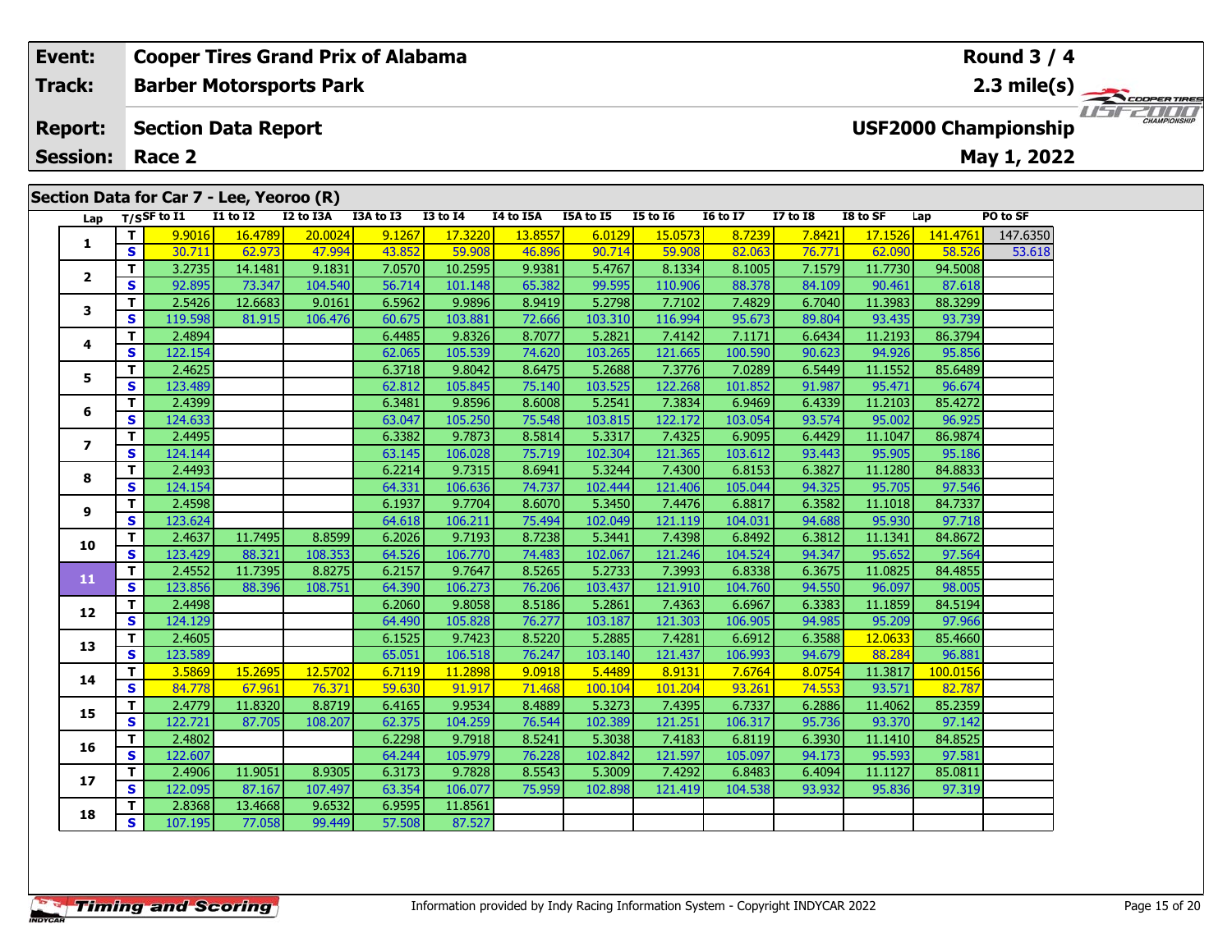| Event: | Cooper Tires Grand Prix of Alabama | Round 3 / 4 |
|---|---|---|
| Track: | Barber Motorsports Park | 2.3 mile(s) |
| Report: | Section Data Report | USF2000 Championship |
| Session: | Race 2 | May 1, 2022 |

## Section Data for Car 7 - Lee, Yeoroo (R)

| Lap | T/S | SF to I1 | I1 to I2 | I2 to I3A | I3A to I3 | I3 to I4 | I4 to I5A | I5A to I5 | I5 to I6 | I6 to I7 | I7 to I8 | I8 to SF | Lap | PO to SF |
|---|---|---|---|---|---|---|---|---|---|---|---|---|---|---|
| 1 | T | 9.9016 | 16.4789 | 20.0024 | 9.1267 | 17.3220 | 13.8557 | 6.0129 | 15.0573 | 8.7239 | 7.8421 | 17.1526 | 141.4761 | 147.6350 |
| | S | 30.711 | 62.973 | 47.994 | 43.852 | 59.908 | 46.896 | 90.714 | 59.908 | 82.063 | 76.771 | 62.090 | 58.526 | 53.618 |
| 2 | T | 3.2735 | 14.1481 | 9.1831 | 7.0570 | 10.2595 | 9.9381 | 5.4767 | 8.1334 | 8.1005 | 7.1579 | 11.7730 | 94.5008 | |
| | S | 92.895 | 73.347 | 104.540 | 56.714 | 101.148 | 65.382 | 99.595 | 110.906 | 88.378 | 84.109 | 90.461 | 87.618 | |
| 3 | T | 2.5426 | 12.6683 | 9.0161 | 6.5962 | 9.9896 | 8.9419 | 5.2798 | 7.7102 | 7.4829 | 6.7040 | 11.3983 | 88.3299 | |
| | S | 119.598 | 81.915 | 106.476 | 60.675 | 103.881 | 72.666 | 103.310 | 116.994 | 95.673 | 89.804 | 93.435 | 93.739 | |
| 4 | T | 2.4894 | | | 6.4485 | 9.8326 | 8.7077 | 5.2821 | 7.4142 | 7.1171 | 6.6434 | 11.2193 | 86.3794 | |
| | S | 122.154 | | | 62.065 | 105.539 | 74.620 | 103.265 | 121.665 | 100.590 | 90.623 | 94.926 | 95.856 | |
| 5 | T | 2.4625 | | | 6.3718 | 9.8042 | 8.6475 | 5.2688 | 7.3776 | 7.0289 | 6.5449 | 11.1552 | 85.6489 | |
| | S | 123.489 | | | 62.812 | 105.845 | 75.140 | 103.525 | 122.268 | 101.852 | 91.987 | 95.471 | 96.674 | |
| 6 | T | 2.4399 | | | 6.3481 | 9.8596 | 8.6008 | 5.2541 | 7.3834 | 6.9469 | 6.4339 | 11.2103 | 85.4272 | |
| | S | 124.633 | | | 63.047 | 105.250 | 75.548 | 103.815 | 122.172 | 103.054 | 93.574 | 95.002 | 96.925 | |
| 7 | T | 2.4495 | | | 6.3382 | 9.7873 | 8.5814 | 5.3317 | 7.4325 | 6.9095 | 6.4429 | 11.1047 | 86.9874 | |
| | S | 124.144 | | | 63.145 | 106.028 | 75.719 | 102.304 | 121.365 | 103.612 | 93.443 | 95.905 | 95.186 | |
| 8 | T | 2.4493 | | | 6.2214 | 9.7315 | 8.6941 | 5.3244 | 7.4300 | 6.8153 | 6.3827 | 11.1280 | 84.8833 | |
| | S | 124.154 | | | 64.331 | 106.636 | 74.737 | 102.444 | 121.406 | 105.044 | 94.325 | 95.705 | 97.546 | |
| 9 | T | 2.4598 | | | 6.1937 | 9.7704 | 8.6070 | 5.3450 | 7.4476 | 6.8817 | 6.3582 | 11.1018 | 84.7337 | |
| | S | 123.624 | | | 64.618 | 106.211 | 75.494 | 102.049 | 121.119 | 104.031 | 94.688 | 95.930 | 97.718 | |
| 10 | T | 2.4637 | 11.7495 | 8.8599 | 6.2026 | 9.7193 | 8.7238 | 5.3441 | 7.4398 | 6.8492 | 6.3812 | 11.1341 | 84.8672 | |
| | S | 123.429 | 88.321 | 108.353 | 64.526 | 106.770 | 74.483 | 102.067 | 121.246 | 104.524 | 94.347 | 95.652 | 97.564 | |
| 11 | T | 2.4552 | 11.7395 | 8.8275 | 6.2157 | 9.7647 | 8.5265 | 5.2733 | 7.3993 | 6.8338 | 6.3675 | 11.0825 | 84.4855 | |
| | S | 123.856 | 88.396 | 108.751 | 64.390 | 106.273 | 76.206 | 103.437 | 121.910 | 104.760 | 94.550 | 96.097 | 98.005 | |
| 12 | T | 2.4498 | | | 6.2060 | 9.8058 | 8.5186 | 5.2861 | 7.4363 | 6.6967 | 6.3383 | 11.1859 | 84.5194 | |
| | S | 124.129 | | | 64.490 | 105.828 | 76.277 | 103.187 | 121.303 | 106.905 | 94.985 | 95.209 | 97.966 | |
| 13 | T | 2.4605 | | | 6.1525 | 9.7423 | 8.5220 | 5.2885 | 7.4281 | 6.6912 | 6.3588 | 12.0633 | 85.4660 | |
| | S | 123.589 | | | 65.051 | 106.518 | 76.247 | 103.140 | 121.437 | 106.993 | 94.679 | 88.284 | 96.881 | |
| 14 | T | 3.5869 | 15.2695 | 12.5702 | 6.7119 | 11.2898 | 9.0918 | 5.4489 | 8.9131 | 7.6764 | 8.0754 | 11.3817 | 100.0156 | |
| | S | 84.778 | 67.961 | 76.371 | 59.630 | 91.917 | 71.468 | 100.104 | 101.204 | 93.261 | 74.553 | 93.571 | 82.787 | |
| 15 | T | 2.4779 | 11.8320 | 8.8719 | 6.4165 | 9.9534 | 8.4889 | 5.3273 | 7.4395 | 6.7337 | 6.2886 | 11.4062 | 85.2359 | |
| | S | 122.721 | 87.705 | 108.207 | 62.375 | 104.259 | 76.544 | 102.389 | 121.251 | 106.317 | 95.736 | 93.370 | 97.142 | |
| 16 | T | 2.4802 | | | 6.2298 | 9.7918 | 8.5241 | 5.3038 | 7.4183 | 6.8119 | 6.3930 | 11.1410 | 84.8525 | |
| | S | 122.607 | | | 64.244 | 105.979 | 76.228 | 102.842 | 121.597 | 105.097 | 94.173 | 95.593 | 97.581 | |
| 17 | T | 2.4906 | 11.9051 | 8.9305 | 6.3173 | 9.7828 | 8.5543 | 5.3009 | 7.4292 | 6.8483 | 6.4094 | 11.1127 | 85.0811 | |
| | S | 122.095 | 87.167 | 107.497 | 63.354 | 106.077 | 75.959 | 102.898 | 121.419 | 104.538 | 93.932 | 95.836 | 97.319 | |
| 18 | T | 2.8368 | 13.4668 | 9.6532 | 6.9595 | 11.8561 | | | | | | | | |
| | S | 107.195 | 77.058 | 99.449 | 57.508 | 87.527 | | | | | | | | |

Timing and Scoring

Information provided by Indy Racing Information System - Copyright INDYCAR 2022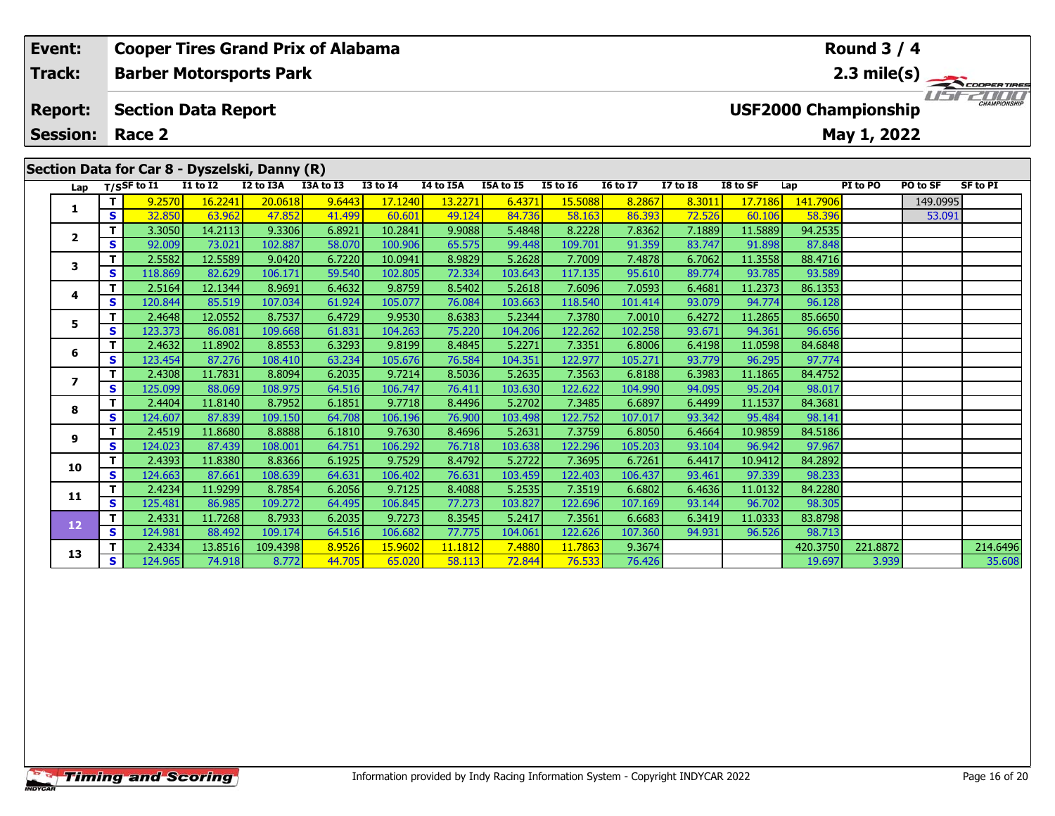| Event: | Cooper Tires Grand Prix of Alabama | Round 3 / 4 |
|---|---|---|
| Track: | Barber Motorsports Park | 2.3 mile(s) |
| Report: | Section Data Report | USF2000 Championship |
| Session: | Race 2 | May 1, 2022 |

## Section Data for Car 8 - Dyszelski, Danny (R)

| Lap | T/S | SF to I1 | I1 to I2 | I2 to I3A | I3A to I3 | I3 to I4 | I4 to I5A | I5A to I5 | I5 to I6 | I6 to I7 | I7 to I8 | I8 to SF | Lap | PI to PO | PO to SF | SF to PI |
|---|---|---|---|---|---|---|---|---|---|---|---|---|---|---|---|---|
| 1 | T | 9.2570 | 16.2241 | 20.0618 | 9.6443 | 17.1240 | 13.2271 | 6.4371 | 15.5088 | 8.2867 | 8.3011 | 17.7186 | 141.7906 | | 149.0995 | |
| | S | 32.850 | 63.962 | 47.852 | 41.499 | 60.601 | 49.124 | 84.736 | 58.163 | 86.393 | 72.526 | 60.106 | 58.396 | | 53.091 | |
| 2 | T | 3.3050 | 14.2113 | 9.3306 | 6.8921 | 10.2841 | 9.9088 | 5.4848 | 8.2228 | 7.8362 | 7.1889 | 11.5889 | 94.2535 | | | |
| | S | 92.009 | 73.021 | 102.887 | 58.070 | 100.906 | 65.575 | 99.448 | 109.701 | 91.359 | 83.747 | 91.898 | 87.848 | | | |
| 3 | T | 2.5582 | 12.5589 | 9.0420 | 6.7220 | 10.0941 | 8.9829 | 5.2628 | 7.7009 | 7.4878 | 6.7062 | 11.3558 | 88.4716 | | | |
| | S | 118.869 | 82.629 | 106.171 | 59.540 | 102.805 | 72.334 | 103.643 | 117.135 | 95.610 | 89.774 | 93.785 | 93.589 | | | |
| 4 | T | 2.5164 | 12.1344 | 8.9691 | 6.4632 | 9.8759 | 8.5402 | 5.2618 | 7.6096 | 7.0593 | 6.4681 | 11.2373 | 86.1353 | | | |
| | S | 120.844 | 85.519 | 107.034 | 61.924 | 105.077 | 76.084 | 103.663 | 118.540 | 101.414 | 93.079 | 94.774 | 96.128 | | | |
| 5 | T | 2.4648 | 12.0552 | 8.7537 | 6.4729 | 9.9530 | 8.6383 | 5.2344 | 7.3780 | 7.0010 | 6.4272 | 11.2865 | 85.6650 | | | |
| | S | 123.373 | 86.081 | 109.668 | 61.831 | 104.263 | 75.220 | 104.206 | 122.262 | 102.258 | 93.671 | 94.361 | 96.656 | | | |
| 6 | T | 2.4632 | 11.8902 | 8.8553 | 6.3293 | 9.8199 | 8.4845 | 5.2271 | 7.3351 | 6.8006 | 6.4198 | 11.0598 | 84.6848 | | | |
| | S | 123.454 | 87.276 | 108.410 | 63.234 | 105.676 | 76.584 | 104.351 | 122.977 | 105.271 | 93.779 | 96.295 | 97.774 | | | |
| 7 | T | 2.4308 | 11.7831 | 8.8094 | 6.2035 | 9.7214 | 8.5036 | 5.2635 | 7.3563 | 6.8188 | 6.3983 | 11.1865 | 84.4752 | | | |
| | S | 125.099 | 88.069 | 108.975 | 64.516 | 106.747 | 76.411 | 103.630 | 122.622 | 104.990 | 94.095 | 95.204 | 98.017 | | | |
| 8 | T | 2.4404 | 11.8140 | 8.7952 | 6.1851 | 9.7718 | 8.4496 | 5.2702 | 7.3485 | 6.6897 | 6.4499 | 11.1537 | 84.3681 | | | |
| | S | 124.607 | 87.839 | 109.150 | 64.708 | 106.196 | 76.900 | 103.498 | 122.752 | 107.017 | 93.342 | 95.484 | 98.141 | | | |
| 9 | T | 2.4519 | 11.8680 | 8.8888 | 6.1810 | 9.7630 | 8.4696 | 5.2631 | 7.3759 | 6.8050 | 6.4664 | 10.9859 | 84.5186 | | | |
| | S | 124.023 | 87.439 | 108.001 | 64.751 | 106.292 | 76.718 | 103.638 | 122.296 | 105.203 | 93.104 | 96.942 | 97.967 | | | |
| 10 | T | 2.4393 | 11.8380 | 8.8366 | 6.1925 | 9.7529 | 8.4792 | 5.2722 | 7.3695 | 6.7261 | 6.4417 | 10.9412 | 84.2892 | | | |
| | S | 124.663 | 87.661 | 108.639 | 64.631 | 106.402 | 76.631 | 103.459 | 122.403 | 106.437 | 93.461 | 97.339 | 98.233 | | | |
| 11 | T | 2.4234 | 11.9299 | 8.7854 | 6.2056 | 9.7125 | 8.4088 | 5.2535 | 7.3519 | 6.6802 | 6.4636 | 11.0132 | 84.2280 | | | |
| | S | 125.481 | 86.985 | 109.272 | 64.495 | 106.845 | 77.273 | 103.827 | 122.696 | 107.169 | 93.144 | 96.702 | 98.305 | | | |
| 12 | T | 2.4331 | 11.7268 | 8.7933 | 6.2035 | 9.7273 | 8.3545 | 5.2417 | 7.3561 | 6.6683 | 6.3419 | 11.0333 | 83.8798 | | | |
| | S | 124.981 | 88.492 | 109.174 | 64.516 | 106.682 | 77.775 | 104.061 | 122.626 | 107.360 | 94.931 | 96.526 | 98.713 | | | |
| 13 | T | 2.4334 | 13.8516 | 109.4398 | 8.9526 | 15.9602 | 11.1812 | 7.4880 | 11.7863 | 9.3674 | | | 420.3750 | 221.8872 | | 214.6496 |
| | S | 124.965 | 74.918 | 8.772 | 44.705 | 65.020 | 58.113 | 72.844 | 76.533 | 76.426 | | | 19.697 | 3.939 | | 35.608 |

Information provided by Indy Racing Information System - Copyright INDYCAR 2022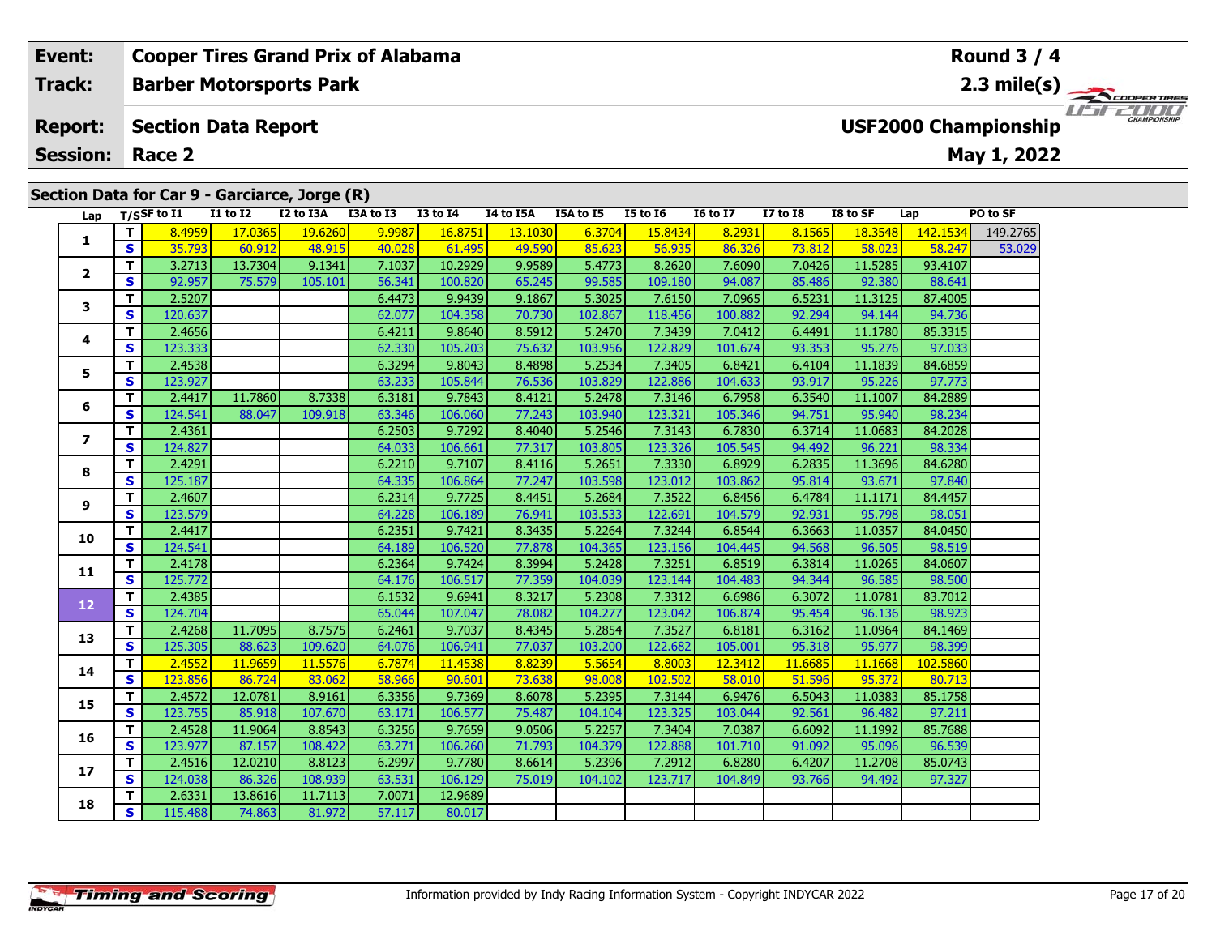| Event: | Cooper Tires Grand Prix of Alabama | Round 3 / 4 |
|---|---|---|
| Track: | Barber Motorsports Park | 2.3 mile(s) |
| Report: | Section Data Report | USF2000 Championship |
| Session: | Race 2 | May 1, 2022 |

## Section Data for Car 9 - Garciarce, Jorge (R)

| Lap | T/S | SF to I1 | I1 to I2 | I2 to I3A | I3A to I3 | I3 to I4 | I4 to I5A | I5A to I5 | I5 to I6 | I6 to I7 | I7 to I8 | I8 to SF | Lap | PO to SF |
|---|---|---|---|---|---|---|---|---|---|---|---|---|---|---|
| 1 | T | 8.4959 | 17.0365 | 19.6260 | 9.9987 | 16.8751 | 13.1030 | 6.3704 | 15.8434 | 8.2931 | 8.1565 | 18.3548 | 142.1534 | 149.2765 |
| | S | 35.793 | 60.912 | 48.915 | 40.028 | 61.495 | 49.590 | 85.623 | 56.935 | 86.326 | 73.812 | 58.023 | 58.247 | 53.029 |
| 2 | T | 3.2713 | 13.7304 | 9.1341 | 7.1037 | 10.2929 | 9.9589 | 5.4773 | 8.2620 | 7.6090 | 7.0426 | 11.5285 | 93.4107 | |
| | S | 92.957 | 75.579 | 105.101 | 56.341 | 100.820 | 65.245 | 99.585 | 109.180 | 94.087 | 85.486 | 92.380 | 88.641 | |
| 3 | T | 2.5207 | | | 6.4473 | 9.9439 | 9.1867 | 5.3025 | 7.6150 | 7.0965 | 6.5231 | 11.3125 | 87.4005 | |
| | S | 120.637 | | | 62.077 | 104.358 | 70.730 | 102.867 | 118.456 | 100.882 | 92.294 | 94.144 | 94.736 | |
| 4 | T | 2.4656 | | | 6.4211 | 9.8640 | 8.5912 | 5.2470 | 7.3439 | 7.0412 | 6.4491 | 11.1780 | 85.3315 | |
| | S | 123.333 | | | 62.330 | 105.203 | 75.632 | 103.956 | 122.829 | 101.674 | 93.353 | 95.276 | 97.033 | |
| 5 | T | 2.4538 | | | 6.3294 | 9.8043 | 8.4898 | 5.2534 | 7.3405 | 6.8421 | 6.4104 | 11.1839 | 84.6859 | |
| | S | 123.927 | | | 63.233 | 105.844 | 76.536 | 103.829 | 122.886 | 104.633 | 93.917 | 95.226 | 97.773 | |
| 6 | T | 2.4417 | 11.7860 | 8.7338 | 6.3181 | 9.7843 | 8.4121 | 5.2478 | 7.3146 | 6.7958 | 6.3540 | 11.1007 | 84.2889 | |
| | S | 124.541 | 88.047 | 109.918 | 63.346 | 106.060 | 77.243 | 103.940 | 123.321 | 105.346 | 94.751 | 95.940 | 98.234 | |
| 7 | T | 2.4361 | | | 6.2503 | 9.7292 | 8.4040 | 5.2546 | 7.3143 | 6.7830 | 6.3714 | 11.0683 | 84.2028 | |
| | S | 124.827 | | | 64.033 | 106.661 | 77.317 | 103.805 | 123.326 | 105.545 | 94.492 | 96.221 | 98.334 | |
| 8 | T | 2.4291 | | | 6.2210 | 9.7107 | 8.4116 | 5.2651 | 7.3330 | 6.8929 | 6.2835 | 11.3696 | 84.6280 | |
| | S | 125.187 | | | 64.335 | 106.864 | 77.247 | 103.598 | 123.012 | 103.862 | 95.814 | 93.671 | 97.840 | |
| 9 | T | 2.4607 | | | 6.2314 | 9.7725 | 8.4451 | 5.2684 | 7.3522 | 6.8456 | 6.4784 | 11.1171 | 84.4457 | |
| | S | 123.579 | | | 64.228 | 106.189 | 76.941 | 103.533 | 122.691 | 104.579 | 92.931 | 95.798 | 98.051 | |
| 10 | T | 2.4417 | | | 6.2351 | 9.7421 | 8.3435 | 5.2264 | 7.3244 | 6.8544 | 6.3663 | 11.0357 | 84.0450 | |
| | S | 124.541 | | | 64.189 | 106.520 | 77.878 | 104.365 | 123.156 | 104.445 | 94.568 | 96.505 | 98.519 | |
| 11 | T | 2.4178 | | | 6.2364 | 9.7424 | 8.3994 | 5.2428 | 7.3251 | 6.8519 | 6.3814 | 11.0265 | 84.0607 | |
| | S | 125.772 | | | 64.176 | 106.517 | 77.359 | 104.039 | 123.144 | 104.483 | 94.344 | 96.585 | 98.500 | |
| 12 | T | 2.4385 | | | 6.1532 | 9.6941 | 8.3217 | 5.2308 | 7.3312 | 6.6986 | 6.3072 | 11.0781 | 83.7012 | |
| | S | 124.704 | | | 65.044 | 107.047 | 78.082 | 104.277 | 123.042 | 106.874 | 95.454 | 96.136 | 98.923 | |
| 13 | T | 2.4268 | 11.7095 | 8.7575 | 6.2461 | 9.7037 | 8.4345 | 5.2854 | 7.3527 | 6.8181 | 6.3162 | 11.0964 | 84.1469 | |
| | S | 125.305 | 88.623 | 109.620 | 64.076 | 106.941 | 77.037 | 103.200 | 122.682 | 105.001 | 95.318 | 95.977 | 98.399 | |
| 14 | T | 2.4552 | 11.9659 | 11.5576 | 6.7874 | 11.4538 | 8.8239 | 5.5654 | 8.8003 | 12.3412 | 11.6685 | 11.1668 | 102.5860 | |
| | S | 123.856 | 86.724 | 83.062 | 58.966 | 90.601 | 73.638 | 98.008 | 102.502 | 58.010 | 51.596 | 95.372 | 80.713 | |
| 15 | T | 2.4572 | 12.0781 | 8.9161 | 6.3356 | 9.7369 | 8.6078 | 5.2395 | 7.3144 | 6.9476 | 6.5043 | 11.0383 | 85.1758 | |
| | S | 123.755 | 85.918 | 107.670 | 63.171 | 106.577 | 75.487 | 104.104 | 123.325 | 103.044 | 92.561 | 96.482 | 97.211 | |
| 16 | T | 2.4528 | 11.9064 | 8.8543 | 6.3256 | 9.7659 | 9.0506 | 5.2257 | 7.3404 | 7.0387 | 6.6092 | 11.1992 | 85.7688 | |
| | S | 123.977 | 87.157 | 108.422 | 63.271 | 106.260 | 71.793 | 104.379 | 122.888 | 101.710 | 91.092 | 95.096 | 96.539 | |
| 17 | T | 2.4516 | 12.0210 | 8.8123 | 6.2997 | 9.7780 | 8.6614 | 5.2396 | 7.2912 | 6.8280 | 6.4207 | 11.2708 | 85.0743 | |
| | S | 124.038 | 86.326 | 108.939 | 63.531 | 106.129 | 75.019 | 104.102 | 123.717 | 104.849 | 93.766 | 94.492 | 97.327 | |
| 18 | T | 2.6331 | 13.8616 | 11.7113 | 7.0071 | 12.9689 | | | | | | | | |
| | S | 115.488 | 74.863 | 81.972 | 57.117 | 80.017 | | | | | | | | |

Information provided by Indy Racing Information System - Copyright INDYCAR 2022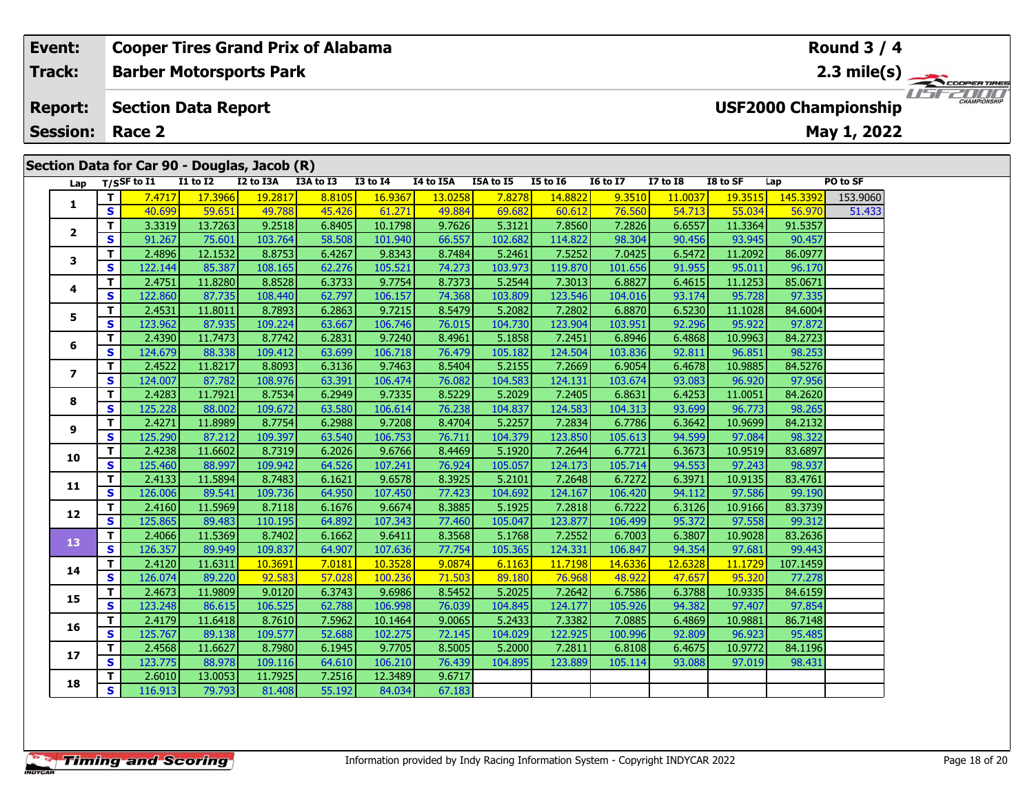| Event: | Cooper Tires Grand Prix of Alabama | Round 3 / 4 |
|---|---|---|
| Track: | Barber Motorsports Park | 2.3 mile(s) |
| Report: | Section Data Report | USF2000 Championship |
| Session: | Race 2 | May 1, 2022 |

## Section Data for Car 90 - Douglas, Jacob (R)

| Lap | T/S | SF to I1 | I1 to I2 | I2 to I3A | I3A to I3 | I3 to I4 | I4 to I5A | I5A to I5 | I5 to I6 | I6 to I7 | I7 to I8 | I8 to SF | Lap | PO to SF |
|---|---|---|---|---|---|---|---|---|---|---|---|---|---|---|
| 1 | T | 7.4717 | 17.3966 | 19.2817 | 8.8105 | 16.9367 | 13.0258 | 7.8278 | 14.8822 | 9.3510 | 11.0037 | 19.3515 | 145.3392 | 153.9060 |
| | S | 40.699 | 59.651 | 49.788 | 45.426 | 61.271 | 49.884 | 69.682 | 60.612 | 76.560 | 54.713 | 55.034 | 56.970 | 51.433 |
| 2 | T | 3.3319 | 13.7263 | 9.2518 | 6.8405 | 10.1798 | 9.7626 | 5.3121 | 7.8560 | 7.2826 | 6.6557 | 11.3364 | 91.5357 | |
| | S | 91.267 | 75.601 | 103.764 | 58.508 | 101.940 | 66.557 | 102.682 | 114.822 | 98.304 | 90.456 | 93.945 | 90.457 | |
| 3 | T | 2.4896 | 12.1532 | 8.8753 | 6.4267 | 9.8343 | 8.7484 | 5.2461 | 7.5252 | 7.0425 | 6.5472 | 11.2092 | 86.0977 | |
| | S | 122.144 | 85.387 | 108.165 | 62.276 | 105.521 | 74.273 | 103.973 | 119.870 | 101.656 | 91.955 | 95.011 | 96.170 | |
| 4 | T | 2.4751 | 11.8280 | 8.8528 | 6.3733 | 9.7754 | 8.7373 | 5.2544 | 7.3013 | 6.8827 | 6.4615 | 11.1253 | 85.0671 | |
| | S | 122.860 | 87.735 | 108.440 | 62.797 | 106.157 | 74.368 | 103.809 | 123.546 | 104.016 | 93.174 | 95.728 | 97.335 | |
| 5 | T | 2.4531 | 11.8011 | 8.7893 | 6.2863 | 9.7215 | 8.5479 | 5.2082 | 7.2802 | 6.8870 | 6.5230 | 11.1028 | 84.6004 | |
| | S | 123.962 | 87.935 | 109.224 | 63.667 | 106.746 | 76.015 | 104.730 | 123.904 | 103.951 | 92.296 | 95.922 | 97.872 | |
| 6 | T | 2.4390 | 11.7473 | 8.7742 | 6.2831 | 9.7240 | 8.4961 | 5.1858 | 7.2451 | 6.8946 | 6.4868 | 10.9963 | 84.2723 | |
| | S | 124.679 | 88.338 | 109.412 | 63.699 | 106.718 | 76.479 | 105.182 | 124.504 | 103.836 | 92.811 | 96.851 | 98.253 | |
| 7 | T | 2.4522 | 11.8217 | 8.8093 | 6.3136 | 9.7463 | 8.5404 | 5.2155 | 7.2669 | 6.9054 | 6.4678 | 10.9885 | 84.5276 | |
| | S | 124.007 | 87.782 | 108.976 | 63.391 | 106.474 | 76.082 | 104.583 | 124.131 | 103.674 | 93.083 | 96.920 | 97.956 | |
| 8 | T | 2.4283 | 11.7921 | 8.7534 | 6.2949 | 9.7335 | 8.5229 | 5.2029 | 7.2405 | 6.8631 | 6.4253 | 11.0051 | 84.2620 | |
| | S | 125.228 | 88.002 | 109.672 | 63.580 | 106.614 | 76.238 | 104.837 | 124.583 | 104.313 | 93.699 | 96.773 | 98.265 | |
| 9 | T | 2.4271 | 11.8989 | 8.7754 | 6.2988 | 9.7208 | 8.4704 | 5.2257 | 7.2834 | 6.7786 | 6.3642 | 10.9699 | 84.2132 | |
| | S | 125.290 | 87.212 | 109.397 | 63.540 | 106.753 | 76.711 | 104.379 | 123.850 | 105.613 | 94.599 | 97.084 | 98.322 | |
| 10 | T | 2.4238 | 11.6602 | 8.7319 | 6.2026 | 9.6766 | 8.4469 | 5.1920 | 7.2644 | 6.7721 | 6.3673 | 10.9519 | 83.6897 | |
| | S | 125.460 | 88.997 | 109.942 | 64.526 | 107.241 | 76.924 | 105.057 | 124.173 | 105.714 | 94.553 | 97.243 | 98.937 | |
| 11 | T | 2.4133 | 11.5894 | 8.7483 | 6.1621 | 9.6578 | 8.3925 | 5.2101 | 7.2648 | 6.7272 | 6.3971 | 10.9135 | 83.4761 | |
| | S | 126.006 | 89.541 | 109.736 | 64.950 | 107.450 | 77.423 | 104.692 | 124.167 | 106.420 | 94.112 | 97.586 | 99.190 | |
| 12 | T | 2.4160 | 11.5969 | 8.7118 | 6.1676 | 9.6674 | 8.3885 | 5.1925 | 7.2818 | 6.7222 | 6.3126 | 10.9166 | 83.3739 | |
| | S | 125.865 | 89.483 | 110.195 | 64.892 | 107.343 | 77.460 | 105.047 | 123.877 | 106.499 | 95.372 | 97.558 | 99.312 | |
| 13 | T | 2.4066 | 11.5369 | 8.7402 | 6.1662 | 9.6411 | 8.3568 | 5.1768 | 7.2552 | 6.7003 | 6.3807 | 10.9028 | 83.2636 | |
| | S | 126.357 | 89.949 | 109.837 | 64.907 | 107.636 | 77.754 | 105.365 | 124.331 | 106.847 | 94.354 | 97.681 | 99.443 | |
| 14 | T | 2.4120 | 11.6311 | 10.3691 | 7.0181 | 10.3528 | 9.0874 | 6.1163 | 11.7198 | 14.6336 | 12.6328 | 11.1729 | 107.1459 | |
| | S | 126.074 | 89.220 | 92.583 | 57.028 | 100.236 | 71.503 | 89.180 | 76.968 | 48.922 | 47.657 | 95.320 | 77.278 | |
| 15 | T | 2.4673 | 11.9809 | 9.0120 | 6.3743 | 9.6986 | 8.5452 | 5.2025 | 7.2642 | 6.7586 | 6.3788 | 10.9335 | 84.6159 | |
| | S | 123.248 | 86.615 | 106.525 | 62.788 | 106.998 | 76.039 | 104.845 | 124.177 | 105.926 | 94.382 | 97.407 | 97.854 | |
| 16 | T | 2.4179 | 11.6418 | 8.7610 | 7.5962 | 10.1464 | 9.0065 | 5.2433 | 7.3382 | 7.0885 | 6.4869 | 10.9881 | 86.7148 | |
| | S | 125.767 | 89.138 | 109.577 | 52.688 | 102.275 | 72.145 | 104.029 | 122.925 | 100.996 | 92.809 | 96.923 | 95.485 | |
| 17 | T | 2.4568 | 11.6627 | 8.7980 | 6.1945 | 9.7705 | 8.5005 | 5.2000 | 7.2811 | 6.8108 | 6.4675 | 10.9772 | 84.1196 | |
| | S | 123.775 | 88.978 | 109.116 | 64.610 | 106.210 | 76.439 | 104.895 | 123.889 | 105.114 | 93.088 | 97.019 | 98.431 | |
| 18 | T | 2.6010 | 13.0053 | 11.7925 | 7.2516 | 12.3489 | 9.6717 | | | | | | | |
| | S | 116.913 | 79.793 | 81.408 | 55.192 | 84.034 | 67.183 | | | | | | | |

Information provided by Indy Racing Information System - Copyright INDYCAR 2022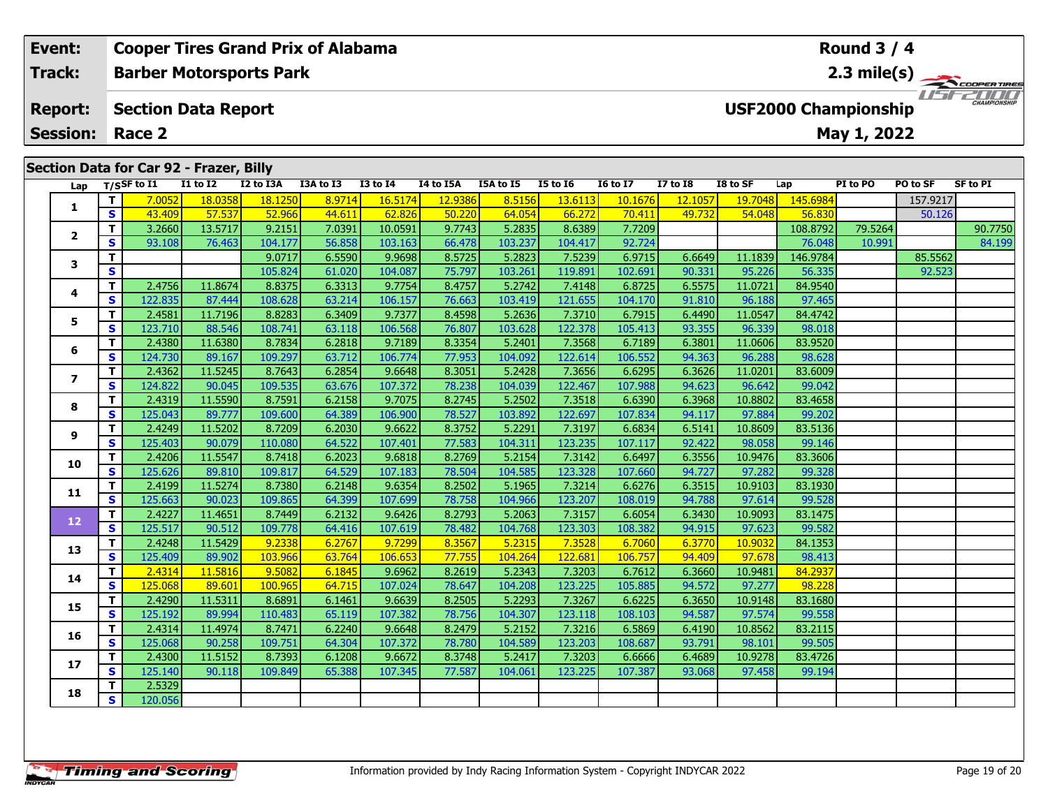| Event: | Cooper Tires Grand Prix of Alabama | Round 3 / 4 |
|---|---|---|
| Track: | Barber Motorsports Park | 2.3 mile(s) |
| Report: | Section Data Report | USF2000 Championship |
| Session: | Race 2 | May 1, 2022 |

## Section Data for Car 92 - Frazer, Billy

| Lap | T/S | SF to I1 | I1 to I2 | I2 to I3A | I3A to I3 | I3 to I4 | I4 to I5A | I5A to I5 | I5 to I6 | I6 to I7 | I7 to I8 | I8 to SF | Lap | PI to PO | PO to SF | SF to PI |
|---|---|---|---|---|---|---|---|---|---|---|---|---|---|---|---|---|
| 1 | T | 7.0052 | 18.0358 | 18.1250 | 8.9714 | 16.5174 | 12.9386 | 8.5156 | 13.6113 | 10.1676 | 12.1057 | 19.7048 | 145.6984 | | 157.9217 | |
| | S | 43.409 | 57.537 | 52.966 | 44.611 | 62.826 | 50.220 | 64.054 | 66.272 | 70.411 | 49.732 | 54.048 | 56.830 | | 50.126 | |
| 2 | T | 3.2660 | 13.5717 | 9.2151 | 7.0391 | 10.0591 | 9.7743 | 5.2835 | 8.6389 | 7.7209 | | | 108.8792 | 79.5264 | | 90.7750 |
| | S | 93.108 | 76.463 | 104.177 | 56.858 | 103.163 | 66.478 | 103.237 | 104.417 | 92.724 | | | 76.048 | 10.991 | | 84.199 |
| 3 | T | | | 9.0717 | 6.5590 | 9.9698 | 8.5725 | 5.2823 | 7.5239 | 6.9715 | 6.6649 | 11.1839 | 146.9784 | | 85.5562 | |
| | S | | | 105.824 | 61.020 | 104.087 | 75.797 | 103.261 | 119.891 | 102.691 | 90.331 | 95.226 | 56.335 | | 92.523 | |
| 4 | T | 2.4756 | 11.8674 | 8.8375 | 6.3313 | 9.7754 | 8.4757 | 5.2742 | 7.4148 | 6.8725 | 6.5575 | 11.0721 | 84.9540 | | | |
| | S | 122.835 | 87.444 | 108.628 | 63.214 | 106.157 | 76.663 | 103.419 | 121.655 | 104.170 | 91.810 | 96.188 | 97.465 | | | |
| 5 | T | 2.4581 | 11.7196 | 8.8283 | 6.3409 | 9.7377 | 8.4598 | 5.2636 | 7.3710 | 6.7915 | 6.4490 | 11.0547 | 84.4742 | | | |
| | S | 123.710 | 88.546 | 108.741 | 63.118 | 106.568 | 76.807 | 103.628 | 122.378 | 105.413 | 93.355 | 96.339 | 98.018 | | | |
| 6 | T | 2.4380 | 11.6380 | 8.7834 | 6.2818 | 9.7189 | 8.3354 | 5.2401 | 7.3568 | 6.7189 | 6.3801 | 11.0606 | 83.9520 | | | |
| | S | 124.730 | 89.167 | 109.297 | 63.712 | 106.774 | 77.953 | 104.092 | 122.614 | 106.552 | 94.363 | 96.288 | 98.628 | | | |
| 7 | T | 2.4362 | 11.5245 | 8.7643 | 6.2854 | 9.6648 | 8.3051 | 5.2428 | 7.3656 | 6.6295 | 6.3626 | 11.0201 | 83.6009 | | | |
| | S | 124.822 | 90.045 | 109.535 | 63.676 | 107.372 | 78.238 | 104.039 | 122.467 | 107.988 | 94.623 | 96.642 | 99.042 | | | |
| 8 | T | 2.4319 | 11.5590 | 8.7591 | 6.2158 | 9.7075 | 8.2745 | 5.2502 | 7.3518 | 6.6390 | 6.3968 | 10.8802 | 83.4658 | | | |
| | S | 125.043 | 89.777 | 109.600 | 64.389 | 106.900 | 78.527 | 103.892 | 122.697 | 107.834 | 94.117 | 97.884 | 99.202 | | | |
| 9 | T | 2.4249 | 11.5202 | 8.7209 | 6.2030 | 9.6622 | 8.3752 | 5.2291 | 7.3197 | 6.6834 | 6.5141 | 10.8609 | 83.5136 | | | |
| | S | 125.403 | 90.079 | 110.080 | 64.522 | 107.401 | 77.583 | 104.311 | 123.235 | 107.117 | 92.422 | 98.058 | 99.146 | | | |
| 10 | T | 2.4206 | 11.5547 | 8.7418 | 6.2023 | 9.6818 | 8.2769 | 5.2154 | 7.3142 | 6.6497 | 6.3556 | 10.9476 | 83.3606 | | | |
| | S | 125.626 | 89.810 | 109.817 | 64.529 | 107.183 | 78.504 | 104.585 | 123.328 | 107.660 | 94.727 | 97.282 | 99.328 | | | |
| 11 | T | 2.4199 | 11.5274 | 8.7380 | 6.2148 | 9.6354 | 8.2502 | 5.1965 | 7.3214 | 6.6276 | 6.3515 | 10.9103 | 83.1930 | | | |
| | S | 125.663 | 90.023 | 109.865 | 64.399 | 107.699 | 78.758 | 104.966 | 123.207 | 108.019 | 94.788 | 97.614 | 99.528 | | | |
| 12 | T | 2.4227 | 11.4651 | 8.7449 | 6.2132 | 9.6426 | 8.2793 | 5.2063 | 7.3157 | 6.6054 | 6.3430 | 10.9093 | 83.1475 | | | |
| | S | 125.517 | 90.512 | 109.778 | 64.416 | 107.619 | 78.482 | 104.768 | 123.303 | 108.382 | 94.915 | 97.623 | 99.582 | | | |
| 13 | T | 2.4248 | 11.5429 | 9.2338 | 6.2767 | 9.7299 | 8.3567 | 5.2315 | 7.3528 | 6.7060 | 6.3770 | 10.9032 | 84.1353 | | | |
| | S | 125.409 | 89.902 | 103.966 | 63.764 | 106.653 | 77.755 | 104.264 | 122.681 | 106.757 | 94.409 | 97.678 | 98.413 | | | |
| 14 | T | 2.4314 | 11.5816 | 9.5082 | 6.1845 | 9.6962 | 8.2619 | 5.2343 | 7.3203 | 6.7612 | 6.3660 | 10.9481 | 84.2937 | | | |
| | S | 125.068 | 89.601 | 100.965 | 64.715 | 107.024 | 78.647 | 104.208 | 123.225 | 105.885 | 94.572 | 97.277 | 98.228 | | | |
| 15 | T | 2.4290 | 11.5311 | 8.6891 | 6.1461 | 9.6639 | 8.2505 | 5.2293 | 7.3267 | 6.6225 | 6.3650 | 10.9148 | 83.1680 | | | |
| | S | 125.192 | 89.994 | 110.483 | 65.119 | 107.382 | 78.756 | 104.307 | 123.118 | 108.103 | 94.587 | 97.574 | 99.558 | | | |
| 16 | T | 2.4314 | 11.4974 | 8.7471 | 6.2240 | 9.6648 | 8.2479 | 5.2152 | 7.3216 | 6.5869 | 6.4190 | 10.8562 | 83.2115 | | | |
| | S | 125.068 | 90.258 | 109.751 | 64.304 | 107.372 | 78.780 | 104.589 | 123.203 | 108.687 | 93.791 | 98.101 | 99.505 | | | |
| 17 | T | 2.4300 | 11.5152 | 8.7393 | 6.1208 | 9.6672 | 8.3748 | 5.2417 | 7.3203 | 6.6666 | 6.4689 | 10.9278 | 83.4726 | | | |
| | S | 125.140 | 90.118 | 109.849 | 65.388 | 107.345 | 77.587 | 104.061 | 123.225 | 107.387 | 93.068 | 97.458 | 99.194 | | | |
| 18 | T | 2.5329 | | | | | | | | | | | | | | |
| | S | 120.056 | | | | | | | | | | | | | | |

Information provided by Indy Racing Information System - Copyright INDYCAR 2022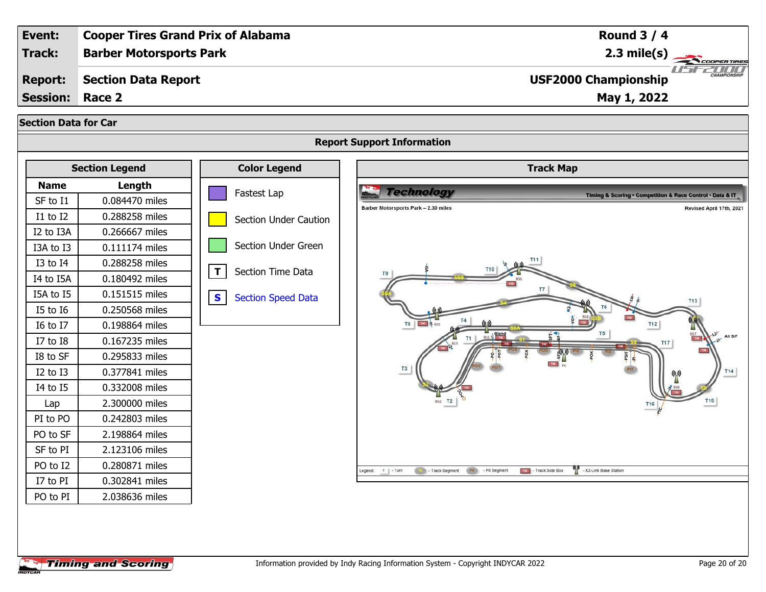| | | | |
|---|---|---|---|
| **Event:** | **Cooper Tires Grand Prix of Alabama** | **Round 3 / 4** | |
| **Track:** | **Barber Motorsports Park** | **2.3 mile(s)** | |
| **Report:** | **Section Data Report** | **USF2000 Championship** | |
| **Session:** | **Race 2** | **May 1, 2022** | |

## Section Data for Car

### Report Support Information

#### Section Legend

| Name | Length |
|---|---|
| SF to I1 | 0.084470 miles |
| I1 to I2 | 0.288258 miles |
| I2 to I3A | 0.266667 miles |
| I3A to I3 | 0.111174 miles |
| I3 to I4 | 0.288258 miles |
| I4 to I5A | 0.180492 miles |
| I5A to I5 | 0.151515 miles |
| I5 to I6 | 0.250568 miles |
| I6 to I7 | 0.198864 miles |
| I7 to I8 | 0.167235 miles |
| I8 to SF | 0.295833 miles |
| I2 to I3 | 0.377841 miles |
| I4 to I5 | 0.332008 miles |
| Lap | 2.300000 miles |
| PI to PO | 0.242803 miles |
| PO to SF | 2.198864 miles |
| SF to PI | 2.123106 miles |
| PO to I2 | 0.280871 miles |
| I7 to PI | 0.302841 miles |
| PO to PI | 2.038636 miles |

#### Color Legend

- Fastest Lap
- Section Under Caution
- Section Under Green
- T Section Time Data
- S Section Speed Data

#### Track Map

Technology

Timing & Scoring • Competition & Race Control • Data & IT

Barber Motorsports Park – 2.30 miles

Revised April 17th, 2021

Legend: T - Turn, - Track Segment, - Pit Segment, - Track Side Box, - X2-Link Base Station

Information provided by Indy Racing Information System - Copyright INDYCAR 2022